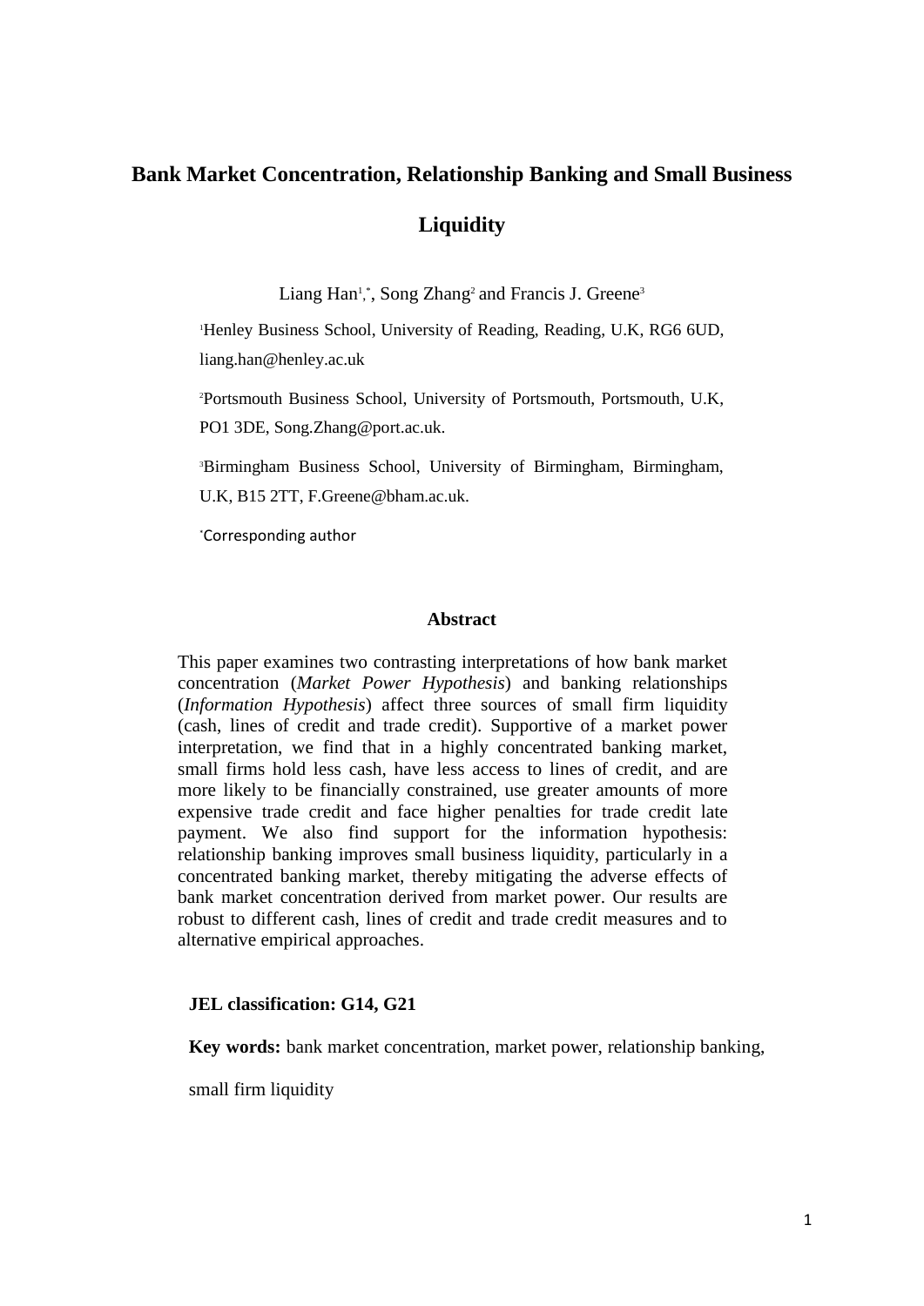# Bank Market Concentration, Relationship Banking and Small Business Liquidity

Liang Han[1,*], Song Zhang[2] and Francis J. Greene[3]

[1]Henley Business School, University of Reading, Reading, U.K, RG6 6UD, liang.han@henley.ac.uk

[2]Portsmouth Business School, University of Portsmouth, Portsmouth, U.K, PO1 3DE, Song.Zhang@port.ac.uk.

[3]Birmingham Business School, University of Birmingham, Birmingham, U.K, B15 2TT, F.Greene@bham.ac.uk.

[*]Corresponding author

## Abstract

This paper examines two contrasting interpretations of how bank market concentration (*Market Power Hypothesis*) and banking relationships (*Information Hypothesis*) affect three sources of small firm liquidity (cash, lines of credit and trade credit). Supportive of a market power interpretation, we find that in a highly concentrated banking market, small firms hold less cash, have less access to lines of credit, and are more likely to be financially constrained, use greater amounts of more expensive trade credit and face higher penalties for trade credit late payment. We also find support for the information hypothesis: relationship banking improves small business liquidity, particularly in a concentrated banking market, thereby mitigating the adverse effects of bank market concentration derived from market power. Our results are robust to different cash, lines of credit and trade credit measures and to alternative empirical approaches.

**JEL classification: G14, G21**

**Key words:** bank market concentration, market power, relationship banking, small firm liquidity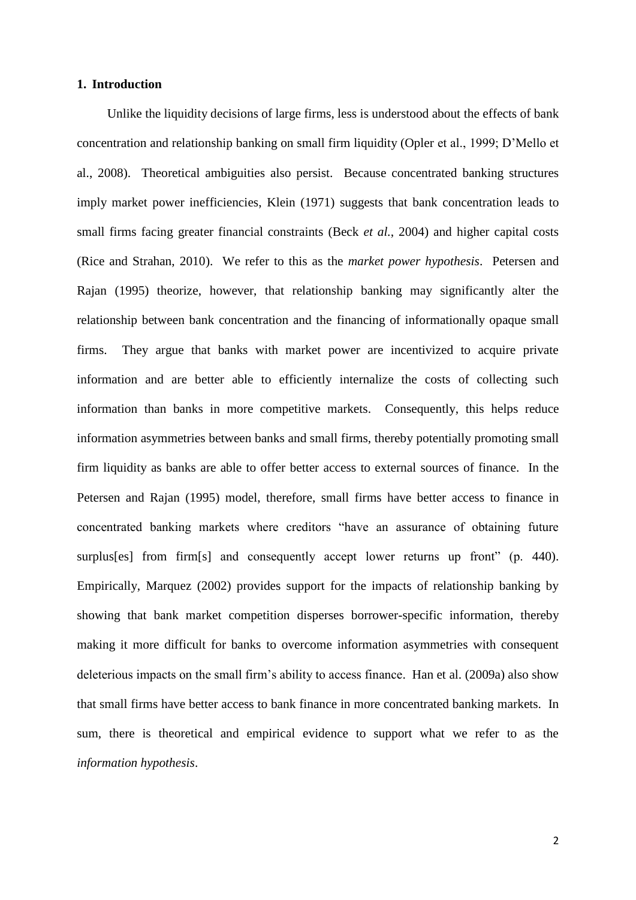## 1. Introduction

Unlike the liquidity decisions of large firms, less is understood about the effects of bank concentration and relationship banking on small firm liquidity (Opler et al., 1999; D'Mello et al., 2008). Theoretical ambiguities also persist. Because concentrated banking structures imply market power inefficiencies, Klein (1971) suggests that bank concentration leads to small firms facing greater financial constraints (Beck *et al.*, 2004) and higher capital costs (Rice and Strahan, 2010). We refer to this as the *market power hypothesis*. Petersen and Rajan (1995) theorize, however, that relationship banking may significantly alter the relationship between bank concentration and the financing of informationally opaque small firms. They argue that banks with market power are incentivized to acquire private information and are better able to efficiently internalize the costs of collecting such information than banks in more competitive markets. Consequently, this helps reduce information asymmetries between banks and small firms, thereby potentially promoting small firm liquidity as banks are able to offer better access to external sources of finance. In the Petersen and Rajan (1995) model, therefore, small firms have better access to finance in concentrated banking markets where creditors "have an assurance of obtaining future surplus[es] from firm[s] and consequently accept lower returns up front" (p. 440). Empirically, Marquez (2002) provides support for the impacts of relationship banking by showing that bank market competition disperses borrower-specific information, thereby making it more difficult for banks to overcome information asymmetries with consequent deleterious impacts on the small firm's ability to access finance. Han et al. (2009a) also show that small firms have better access to bank finance in more concentrated banking markets. In sum, there is theoretical and empirical evidence to support what we refer to as the *information hypothesis*.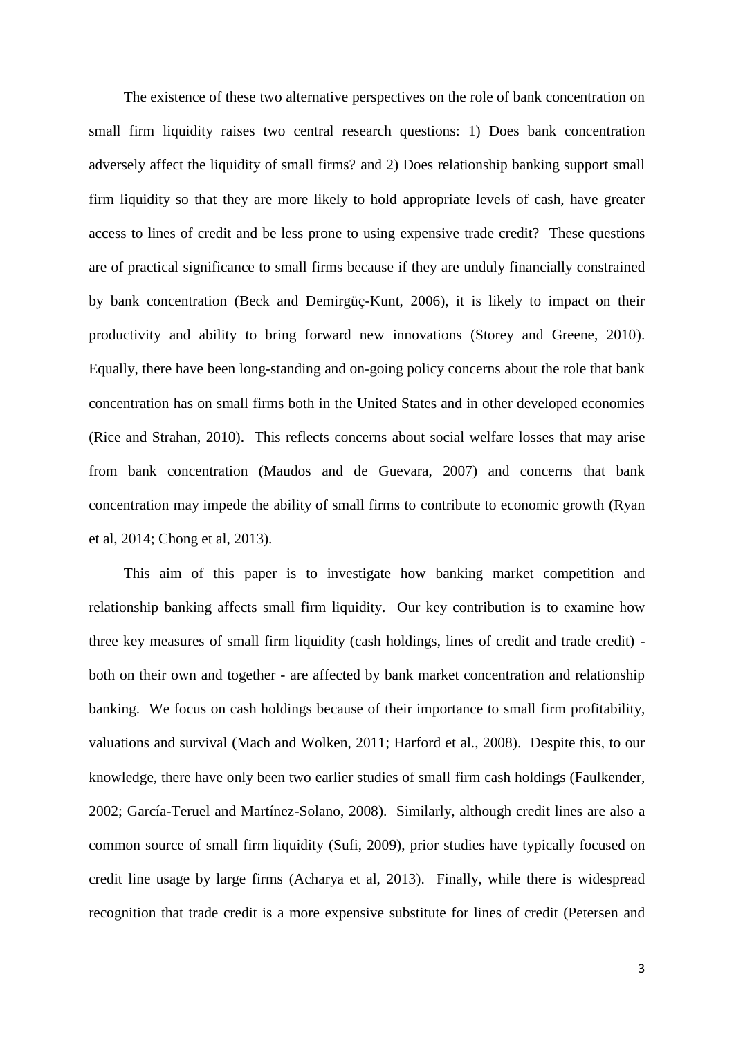The existence of these two alternative perspectives on the role of bank concentration on small firm liquidity raises two central research questions: 1) Does bank concentration adversely affect the liquidity of small firms? and 2) Does relationship banking support small firm liquidity so that they are more likely to hold appropriate levels of cash, have greater access to lines of credit and be less prone to using expensive trade credit? These questions are of practical significance to small firms because if they are unduly financially constrained by bank concentration (Beck and Demirgüç-Kunt, 2006), it is likely to impact on their productivity and ability to bring forward new innovations (Storey and Greene, 2010). Equally, there have been long-standing and on-going policy concerns about the role that bank concentration has on small firms both in the United States and in other developed economies (Rice and Strahan, 2010). This reflects concerns about social welfare losses that may arise from bank concentration (Maudos and de Guevara, 2007) and concerns that bank concentration may impede the ability of small firms to contribute to economic growth (Ryan et al, 2014; Chong et al, 2013).

This aim of this paper is to investigate how banking market competition and relationship banking affects small firm liquidity. Our key contribution is to examine how three key measures of small firm liquidity (cash holdings, lines of credit and trade credit) - both on their own and together - are affected by bank market concentration and relationship banking. We focus on cash holdings because of their importance to small firm profitability, valuations and survival (Mach and Wolken, 2011; Harford et al., 2008). Despite this, to our knowledge, there have only been two earlier studies of small firm cash holdings (Faulkender, 2002; García-Teruel and Martínez-Solano, 2008). Similarly, although credit lines are also a common source of small firm liquidity (Sufi, 2009), prior studies have typically focused on credit line usage by large firms (Acharya et al, 2013). Finally, while there is widespread recognition that trade credit is a more expensive substitute for lines of credit (Petersen and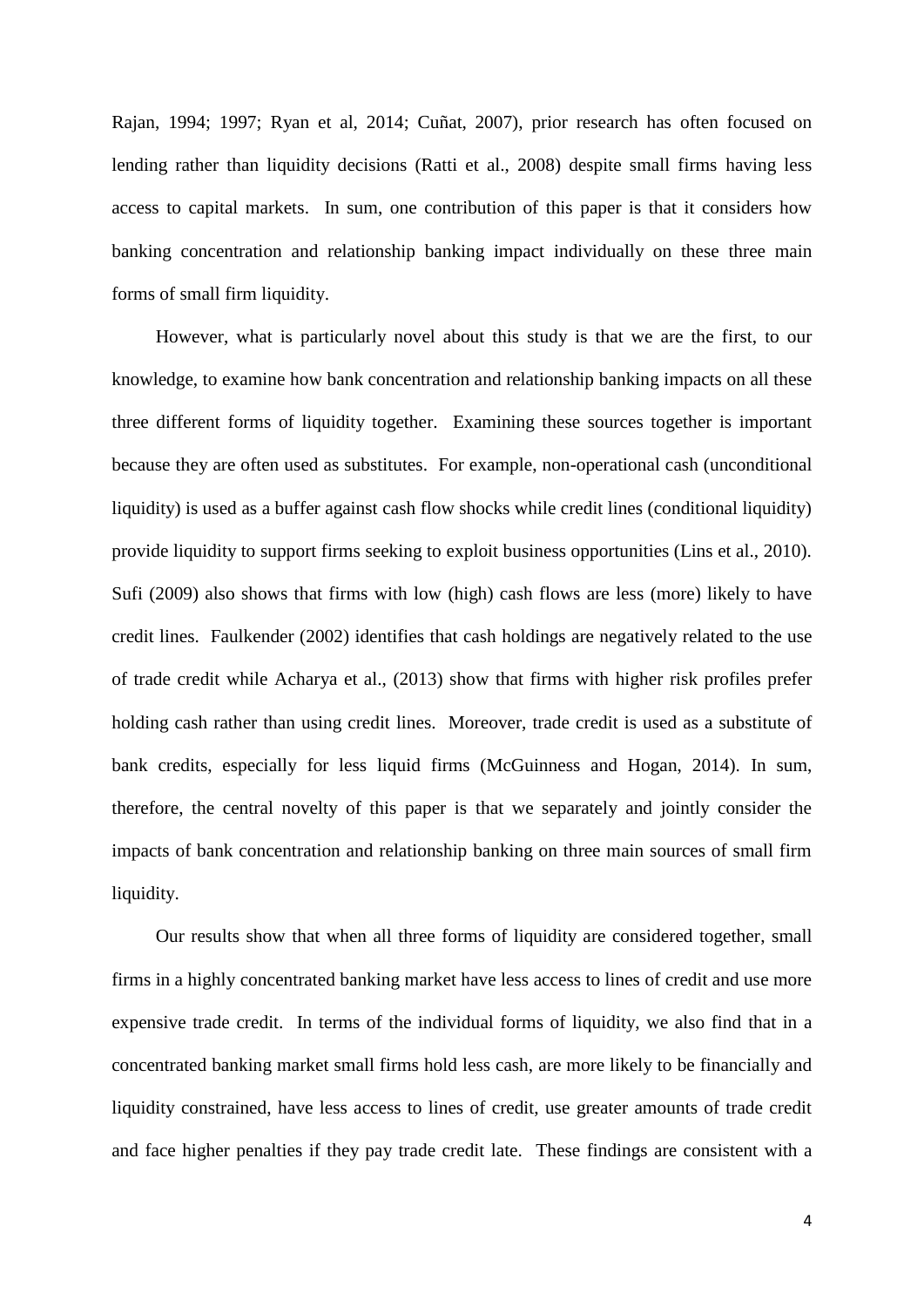Rajan, 1994; 1997; Ryan et al, 2014; Cuñat, 2007), prior research has often focused on lending rather than liquidity decisions (Ratti et al., 2008) despite small firms having less access to capital markets. In sum, one contribution of this paper is that it considers how banking concentration and relationship banking impact individually on these three main forms of small firm liquidity.

However, what is particularly novel about this study is that we are the first, to our knowledge, to examine how bank concentration and relationship banking impacts on all these three different forms of liquidity together. Examining these sources together is important because they are often used as substitutes. For example, non-operational cash (unconditional liquidity) is used as a buffer against cash flow shocks while credit lines (conditional liquidity) provide liquidity to support firms seeking to exploit business opportunities (Lins et al., 2010). Sufi (2009) also shows that firms with low (high) cash flows are less (more) likely to have credit lines. Faulkender (2002) identifies that cash holdings are negatively related to the use of trade credit while Acharya et al., (2013) show that firms with higher risk profiles prefer holding cash rather than using credit lines. Moreover, trade credit is used as a substitute of bank credits, especially for less liquid firms (McGuinness and Hogan, 2014). In sum, therefore, the central novelty of this paper is that we separately and jointly consider the impacts of bank concentration and relationship banking on three main sources of small firm liquidity.

Our results show that when all three forms of liquidity are considered together, small firms in a highly concentrated banking market have less access to lines of credit and use more expensive trade credit. In terms of the individual forms of liquidity, we also find that in a concentrated banking market small firms hold less cash, are more likely to be financially and liquidity constrained, have less access to lines of credit, use greater amounts of trade credit and face higher penalties if they pay trade credit late. These findings are consistent with a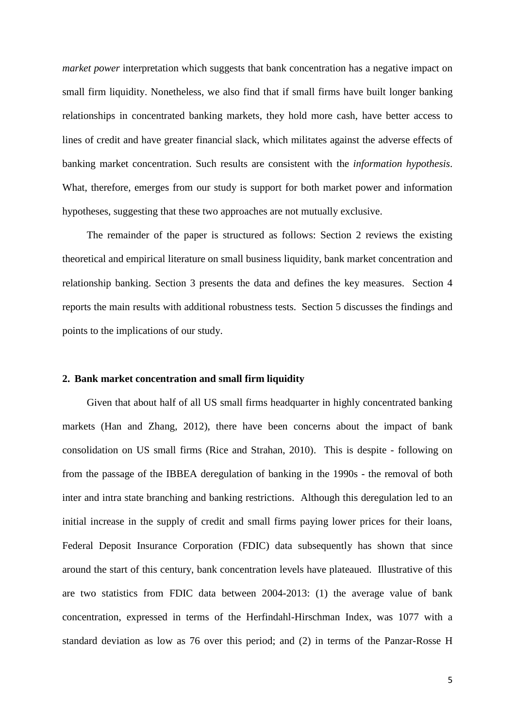*market power* interpretation which suggests that bank concentration has a negative impact on small firm liquidity. Nonetheless, we also find that if small firms have built longer banking relationships in concentrated banking markets, they hold more cash, have better access to lines of credit and have greater financial slack, which militates against the adverse effects of banking market concentration. Such results are consistent with the *information hypothesis*. What, therefore, emerges from our study is support for both market power and information hypotheses, suggesting that these two approaches are not mutually exclusive.

The remainder of the paper is structured as follows: Section 2 reviews the existing theoretical and empirical literature on small business liquidity, bank market concentration and relationship banking. Section 3 presents the data and defines the key measures. Section 4 reports the main results with additional robustness tests. Section 5 discusses the findings and points to the implications of our study.

## 2. Bank market concentration and small firm liquidity

Given that about half of all US small firms headquarter in highly concentrated banking markets (Han and Zhang, 2012), there have been concerns about the impact of bank consolidation on US small firms (Rice and Strahan, 2010). This is despite - following on from the passage of the IBBEA deregulation of banking in the 1990s - the removal of both inter and intra state branching and banking restrictions. Although this deregulation led to an initial increase in the supply of credit and small firms paying lower prices for their loans, Federal Deposit Insurance Corporation (FDIC) data subsequently has shown that since around the start of this century, bank concentration levels have plateaued. Illustrative of this are two statistics from FDIC data between 2004-2013: (1) the average value of bank concentration, expressed in terms of the Herfindahl-Hirschman Index, was 1077 with a standard deviation as low as 76 over this period; and (2) in terms of the Panzar-Rosse H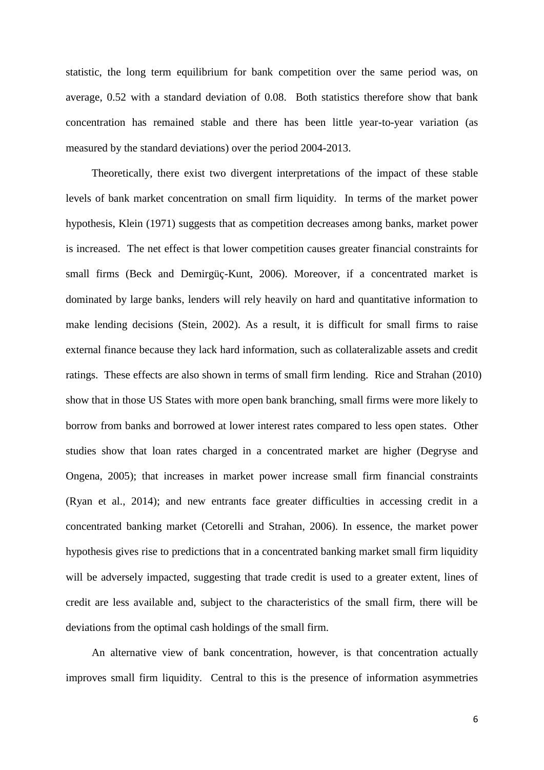statistic, the long term equilibrium for bank competition over the same period was, on average, 0.52 with a standard deviation of 0.08. Both statistics therefore show that bank concentration has remained stable and there has been little year-to-year variation (as measured by the standard deviations) over the period 2004-2013.

Theoretically, there exist two divergent interpretations of the impact of these stable levels of bank market concentration on small firm liquidity. In terms of the market power hypothesis, Klein (1971) suggests that as competition decreases among banks, market power is increased. The net effect is that lower competition causes greater financial constraints for small firms (Beck and Demirgüç-Kunt, 2006). Moreover, if a concentrated market is dominated by large banks, lenders will rely heavily on hard and quantitative information to make lending decisions (Stein, 2002). As a result, it is difficult for small firms to raise external finance because they lack hard information, such as collateralizable assets and credit ratings. These effects are also shown in terms of small firm lending. Rice and Strahan (2010) show that in those US States with more open bank branching, small firms were more likely to borrow from banks and borrowed at lower interest rates compared to less open states. Other studies show that loan rates charged in a concentrated market are higher (Degryse and Ongena, 2005); that increases in market power increase small firm financial constraints (Ryan et al., 2014); and new entrants face greater difficulties in accessing credit in a concentrated banking market (Cetorelli and Strahan, 2006). In essence, the market power hypothesis gives rise to predictions that in a concentrated banking market small firm liquidity will be adversely impacted, suggesting that trade credit is used to a greater extent, lines of credit are less available and, subject to the characteristics of the small firm, there will be deviations from the optimal cash holdings of the small firm.

An alternative view of bank concentration, however, is that concentration actually improves small firm liquidity. Central to this is the presence of information asymmetries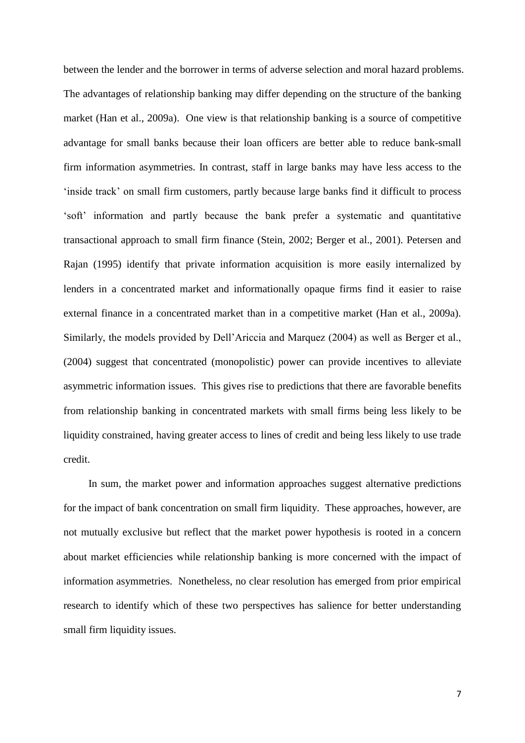between the lender and the borrower in terms of adverse selection and moral hazard problems. The advantages of relationship banking may differ depending on the structure of the banking market (Han et al., 2009a). One view is that relationship banking is a source of competitive advantage for small banks because their loan officers are better able to reduce bank-small firm information asymmetries. In contrast, staff in large banks may have less access to the 'inside track' on small firm customers, partly because large banks find it difficult to process 'soft' information and partly because the bank prefer a systematic and quantitative transactional approach to small firm finance (Stein, 2002; Berger et al., 2001). Petersen and Rajan (1995) identify that private information acquisition is more easily internalized by lenders in a concentrated market and informationally opaque firms find it easier to raise external finance in a concentrated market than in a competitive market (Han et al., 2009a). Similarly, the models provided by Dell'Ariccia and Marquez (2004) as well as Berger et al., (2004) suggest that concentrated (monopolistic) power can provide incentives to alleviate asymmetric information issues. This gives rise to predictions that there are favorable benefits from relationship banking in concentrated markets with small firms being less likely to be liquidity constrained, having greater access to lines of credit and being less likely to use trade credit.

In sum, the market power and information approaches suggest alternative predictions for the impact of bank concentration on small firm liquidity. These approaches, however, are not mutually exclusive but reflect that the market power hypothesis is rooted in a concern about market efficiencies while relationship banking is more concerned with the impact of information asymmetries. Nonetheless, no clear resolution has emerged from prior empirical research to identify which of these two perspectives has salience for better understanding small firm liquidity issues.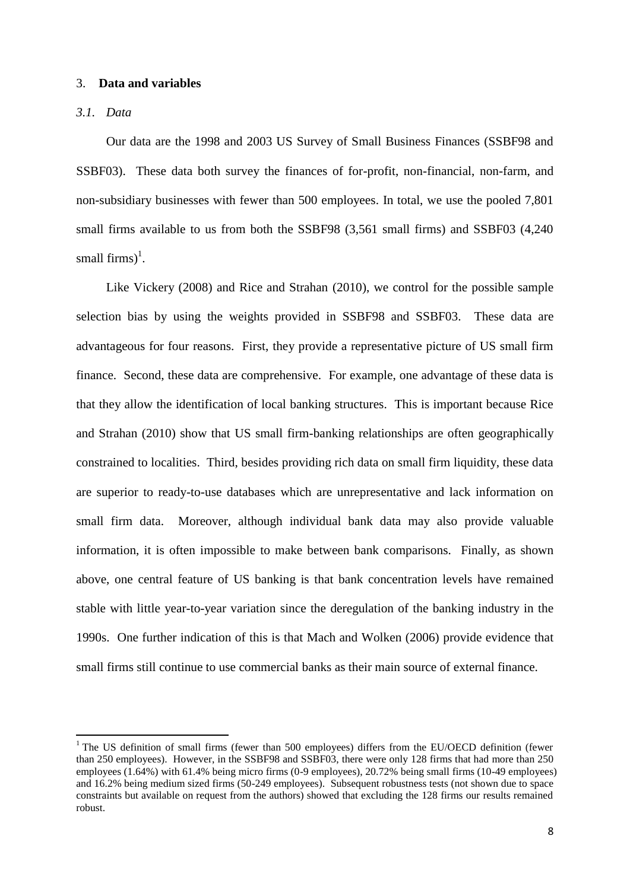## 3. **Data and variables**

### *3.1. Data*

Our data are the 1998 and 2003 US Survey of Small Business Finances (SSBF98 and SSBF03). These data both survey the finances of for-profit, non-financial, non-farm, and non-subsidiary businesses with fewer than 500 employees. In total, we use the pooled 7,801 small firms available to us from both the SSBF98 (3,561 small firms) and SSBF03 (4,240 small firms)[1].

Like Vickery (2008) and Rice and Strahan (2010), we control for the possible sample selection bias by using the weights provided in SSBF98 and SSBF03. These data are advantageous for four reasons. First, they provide a representative picture of US small firm finance. Second, these data are comprehensive. For example, one advantage of these data is that they allow the identification of local banking structures. This is important because Rice and Strahan (2010) show that US small firm-banking relationships are often geographically constrained to localities. Third, besides providing rich data on small firm liquidity, these data are superior to ready-to-use databases which are unrepresentative and lack information on small firm data. Moreover, although individual bank data may also provide valuable information, it is often impossible to make between bank comparisons. Finally, as shown above, one central feature of US banking is that bank concentration levels have remained stable with little year-to-year variation since the deregulation of the banking industry in the 1990s. One further indication of this is that Mach and Wolken (2006) provide evidence that small firms still continue to use commercial banks as their main source of external finance.

---

[1] The US definition of small firms (fewer than 500 employees) differs from the EU/OECD definition (fewer than 250 employees). However, in the SSBF98 and SSBF03, there were only 128 firms that had more than 250 employees (1.64%) with 61.4% being micro firms (0-9 employees), 20.72% being small firms (10-49 employees) and 16.2% being medium sized firms (50-249 employees). Subsequent robustness tests (not shown due to space constraints but available on request from the authors) showed that excluding the 128 firms our results remained robust.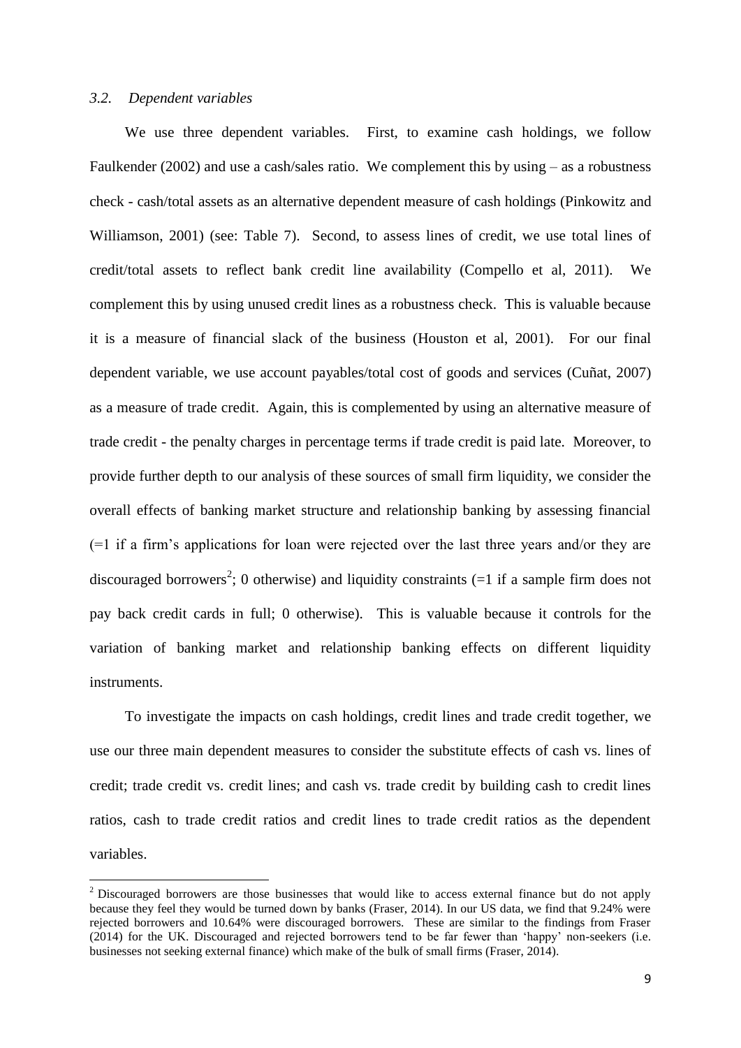### *3.2. Dependent variables*

We use three dependent variables. First, to examine cash holdings, we follow Faulkender (2002) and use a cash/sales ratio. We complement this by using – as a robustness check - cash/total assets as an alternative dependent measure of cash holdings (Pinkowitz and Williamson, 2001) (see: Table 7). Second, to assess lines of credit, we use total lines of credit/total assets to reflect bank credit line availability (Compello et al, 2011). We complement this by using unused credit lines as a robustness check. This is valuable because it is a measure of financial slack of the business (Houston et al, 2001). For our final dependent variable, we use account payables/total cost of goods and services (Cuñat, 2007) as a measure of trade credit. Again, this is complemented by using an alternative measure of trade credit - the penalty charges in percentage terms if trade credit is paid late. Moreover, to provide further depth to our analysis of these sources of small firm liquidity, we consider the overall effects of banking market structure and relationship banking by assessing financial (=1 if a firm's applications for loan were rejected over the last three years and/or they are discouraged borrowers[2]; 0 otherwise) and liquidity constraints (=1 if a sample firm does not pay back credit cards in full; 0 otherwise). This is valuable because it controls for the variation of banking market and relationship banking effects on different liquidity instruments.

To investigate the impacts on cash holdings, credit lines and trade credit together, we use our three main dependent measures to consider the substitute effects of cash vs. lines of credit; trade credit vs. credit lines; and cash vs. trade credit by building cash to credit lines ratios, cash to trade credit ratios and credit lines to trade credit ratios as the dependent variables.

[2] Discouraged borrowers are those businesses that would like to access external finance but do not apply because they feel they would be turned down by banks (Fraser, 2014). In our US data, we find that 9.24% were rejected borrowers and 10.64% were discouraged borrowers. These are similar to the findings from Fraser (2014) for the UK. Discouraged and rejected borrowers tend to be far fewer than 'happy' non-seekers (i.e. businesses not seeking external finance) which make of the bulk of small firms (Fraser, 2014).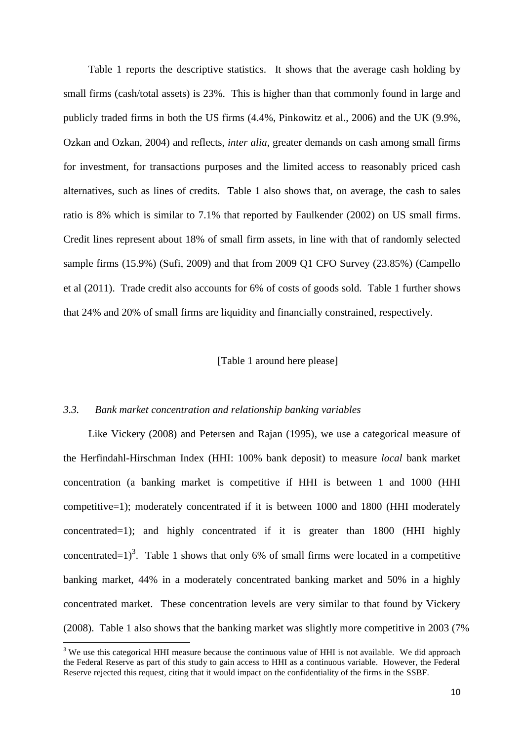Table 1 reports the descriptive statistics. It shows that the average cash holding by small firms (cash/total assets) is 23%. This is higher than that commonly found in large and publicly traded firms in both the US firms (4.4%, Pinkowitz et al., 2006) and the UK (9.9%, Ozkan and Ozkan, 2004) and reflects, *inter alia*, greater demands on cash among small firms for investment, for transactions purposes and the limited access to reasonably priced cash alternatives, such as lines of credits. Table 1 also shows that, on average, the cash to sales ratio is 8% which is similar to 7.1% that reported by Faulkender (2002) on US small firms. Credit lines represent about 18% of small firm assets, in line with that of randomly selected sample firms (15.9%) (Sufi, 2009) and that from 2009 Q1 CFO Survey (23.85%) (Campello et al (2011). Trade credit also accounts for 6% of costs of goods sold. Table 1 further shows that 24% and 20% of small firms are liquidity and financially constrained, respectively.

[Table 1 around here please]

### *3.3. Bank market concentration and relationship banking variables*

Like Vickery (2008) and Petersen and Rajan (1995), we use a categorical measure of the Herfindahl-Hirschman Index (HHI: 100% bank deposit) to measure *local* bank market concentration (a banking market is competitive if HHI is between 1 and 1000 (HHI competitive=1); moderately concentrated if it is between 1000 and 1800 (HHI moderately concentrated=1); and highly concentrated if it is greater than 1800 (HHI highly concentrated=1)[3]. Table 1 shows that only 6% of small firms were located in a competitive banking market, 44% in a moderately concentrated banking market and 50% in a highly concentrated market. These concentration levels are very similar to that found by Vickery (2008). Table 1 also shows that the banking market was slightly more competitive in 2003 (7%

[3] We use this categorical HHI measure because the continuous value of HHI is not available. We did approach the Federal Reserve as part of this study to gain access to HHI as a continuous variable. However, the Federal Reserve rejected this request, citing that it would impact on the confidentiality of the firms in the SSBF.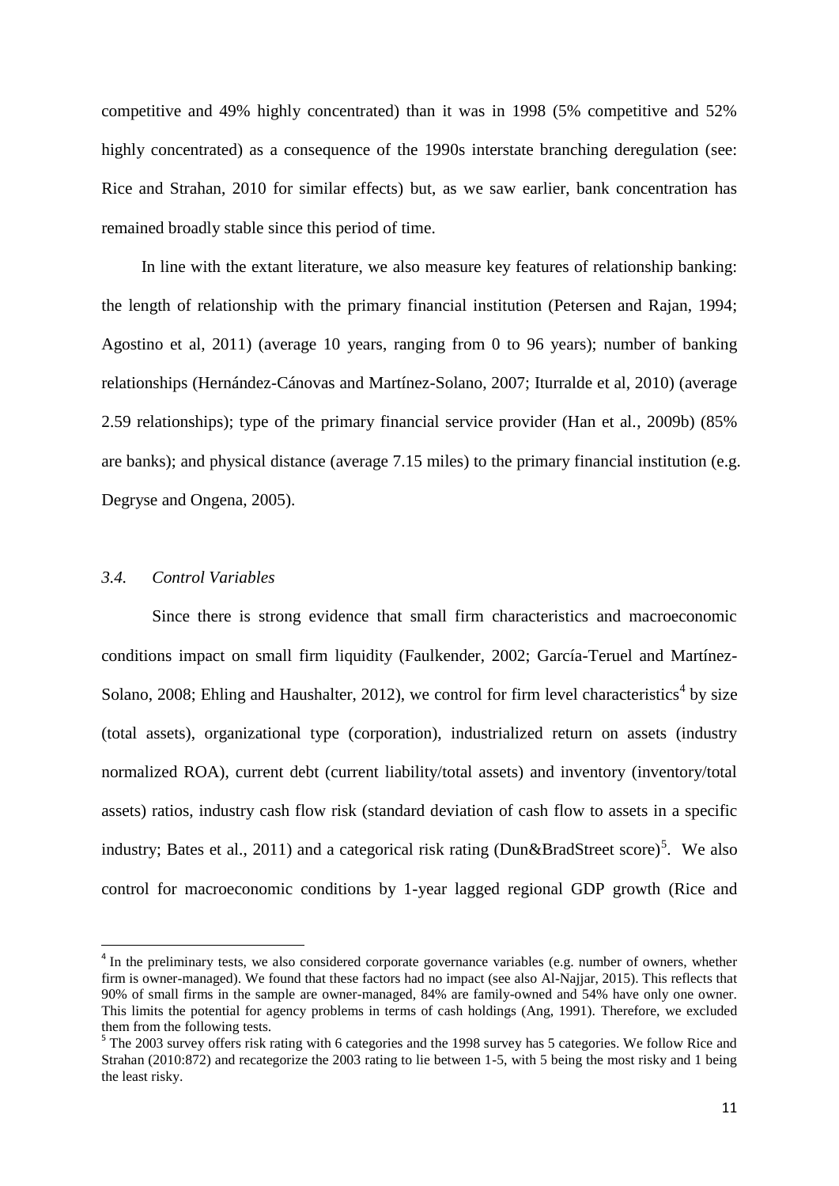competitive and 49% highly concentrated) than it was in 1998 (5% competitive and 52% highly concentrated) as a consequence of the 1990s interstate branching deregulation (see: Rice and Strahan, 2010 for similar effects) but, as we saw earlier, bank concentration has remained broadly stable since this period of time.

In line with the extant literature, we also measure key features of relationship banking: the length of relationship with the primary financial institution (Petersen and Rajan, 1994; Agostino et al, 2011) (average 10 years, ranging from 0 to 96 years); number of banking relationships (Hernández-Cánovas and Martínez-Solano, 2007; Iturralde et al, 2010) (average 2.59 relationships); type of the primary financial service provider (Han et al., 2009b) (85% are banks); and physical distance (average 7.15 miles) to the primary financial institution (e.g. Degryse and Ongena, 2005).

### *3.4. Control Variables*

Since there is strong evidence that small firm characteristics and macroeconomic conditions impact on small firm liquidity (Faulkender, 2002; García-Teruel and Martínez-Solano, 2008; Ehling and Haushalter, 2012), we control for firm level characteristics[4] by size (total assets), organizational type (corporation), industrialized return on assets (industry normalized ROA), current debt (current liability/total assets) and inventory (inventory/total assets) ratios, industry cash flow risk (standard deviation of cash flow to assets in a specific industry; Bates et al., 2011) and a categorical risk rating (Dun&BradStreet score)[5]. We also control for macroeconomic conditions by 1-year lagged regional GDP growth (Rice and

---

[4] In the preliminary tests, we also considered corporate governance variables (e.g. number of owners, whether firm is owner-managed). We found that these factors had no impact (see also Al-Najjar, 2015). This reflects that 90% of small firms in the sample are owner-managed, 84% are family-owned and 54% have only one owner. This limits the potential for agency problems in terms of cash holdings (Ang, 1991). Therefore, we excluded them from the following tests.

[5] The 2003 survey offers risk rating with 6 categories and the 1998 survey has 5 categories. We follow Rice and Strahan (2010:872) and recategorize the 2003 rating to lie between 1-5, with 5 being the most risky and 1 being the least risky.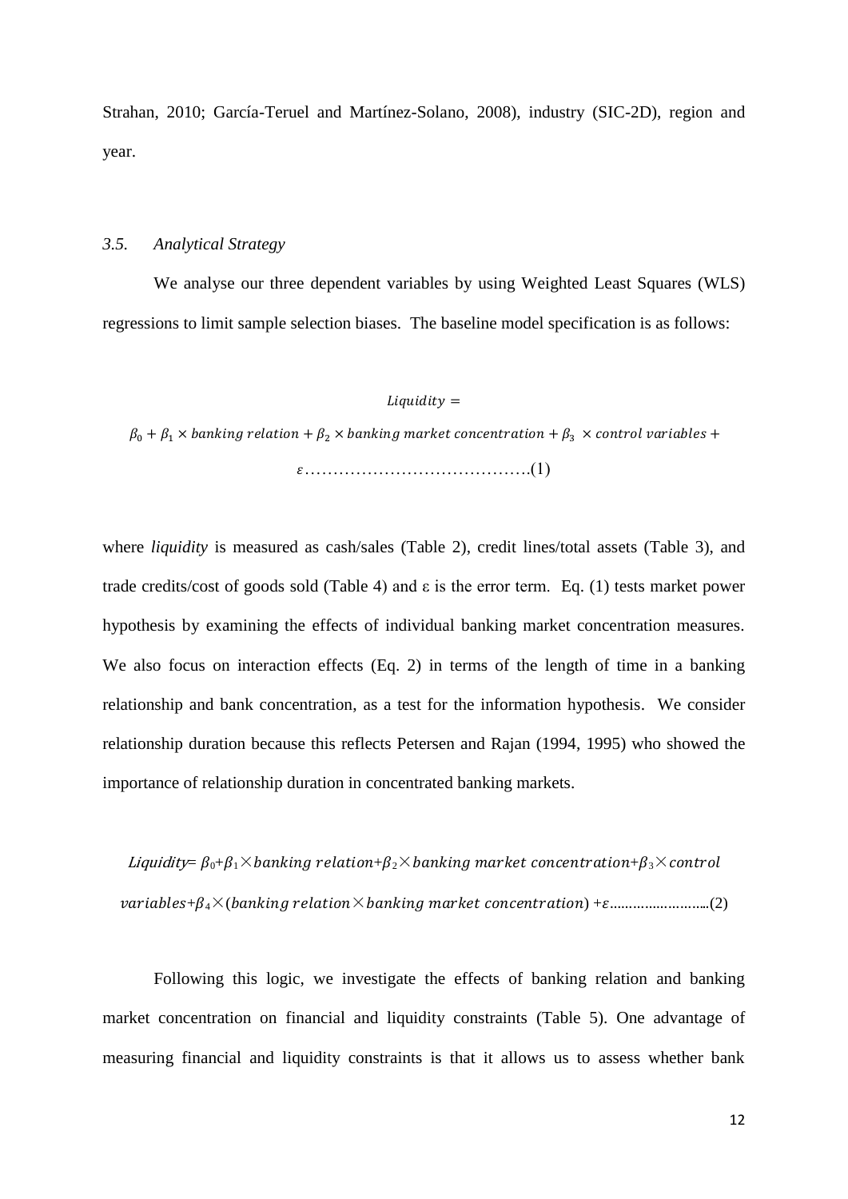Strahan, 2010; García-Teruel and Martínez-Solano, 2008), industry (SIC-2D), region and year.

### *3.5. Analytical Strategy*

We analyse our three dependent variables by using Weighted Least Squares (WLS) regressions to limit sample selection biases. The baseline model specification is as follows:

$$Liquidity = \beta_0 + \beta_1 \times banking\ relation + \beta_2 \times banking\ market\ concentration + \beta_3 \times control\ variables + \varepsilon \quad (1)$$

where *liquidity* is measured as cash/sales (Table 2), credit lines/total assets (Table 3), and trade credits/cost of goods sold (Table 4) and ε is the error term. Eq. (1) tests market power hypothesis by examining the effects of individual banking market concentration measures. We also focus on interaction effects (Eq. 2) in terms of the length of time in a banking relationship and bank concentration, as a test for the information hypothesis. We consider relationship duration because this reflects Petersen and Rajan (1994, 1995) who showed the importance of relationship duration in concentrated banking markets.

$$Liquidity = \beta_0 + \beta_1 \times banking\ relation + \beta_2 \times banking\ market\ concentration + \beta_3 \times control\ variables + \beta_4 \times (banking\ relation \times banking\ market\ concentration) + \varepsilon \quad (2)$$

Following this logic, we investigate the effects of banking relation and banking market concentration on financial and liquidity constraints (Table 5). One advantage of measuring financial and liquidity constraints is that it allows us to assess whether bank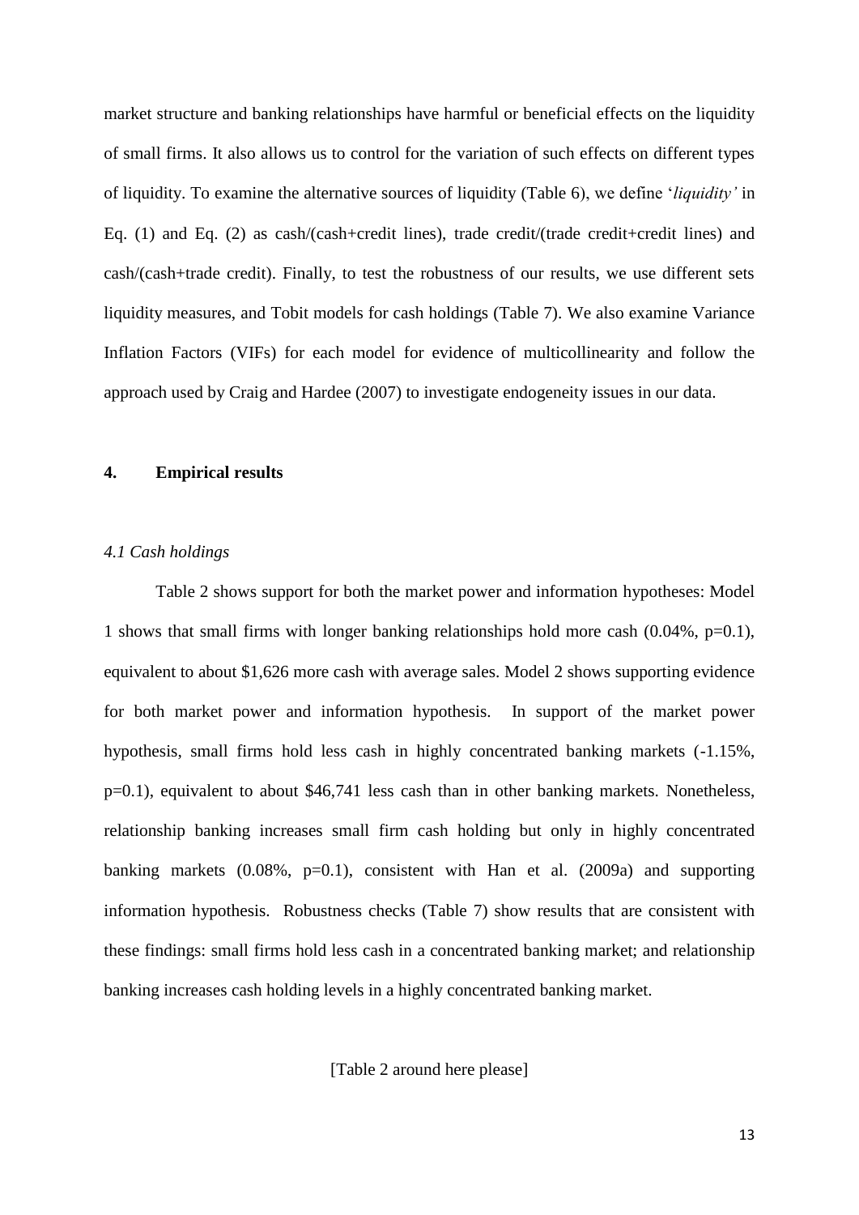market structure and banking relationships have harmful or beneficial effects on the liquidity of small firms. It also allows us to control for the variation of such effects on different types of liquidity. To examine the alternative sources of liquidity (Table 6), we define '*liquidity'* in Eq. (1) and Eq. (2) as cash/(cash+credit lines), trade credit/(trade credit+credit lines) and cash/(cash+trade credit). Finally, to test the robustness of our results, we use different sets liquidity measures, and Tobit models for cash holdings (Table 7). We also examine Variance Inflation Factors (VIFs) for each model for evidence of multicollinearity and follow the approach used by Craig and Hardee (2007) to investigate endogeneity issues in our data.

## 4. Empirical results

### *4.1 Cash holdings*

Table 2 shows support for both the market power and information hypotheses: Model 1 shows that small firms with longer banking relationships hold more cash (0.04%, p=0.1), equivalent to about $1,626 more cash with average sales. Model 2 shows supporting evidence for both market power and information hypothesis. In support of the market power hypothesis, small firms hold less cash in highly concentrated banking markets (-1.15%, p=0.1), equivalent to about $46,741 less cash than in other banking markets. Nonetheless, relationship banking increases small firm cash holding but only in highly concentrated banking markets (0.08%, p=0.1), consistent with Han et al. (2009a) and supporting information hypothesis. Robustness checks (Table 7) show results that are consistent with these findings: small firms hold less cash in a concentrated banking market; and relationship banking increases cash holding levels in a highly concentrated banking market.

[Table 2 around here please]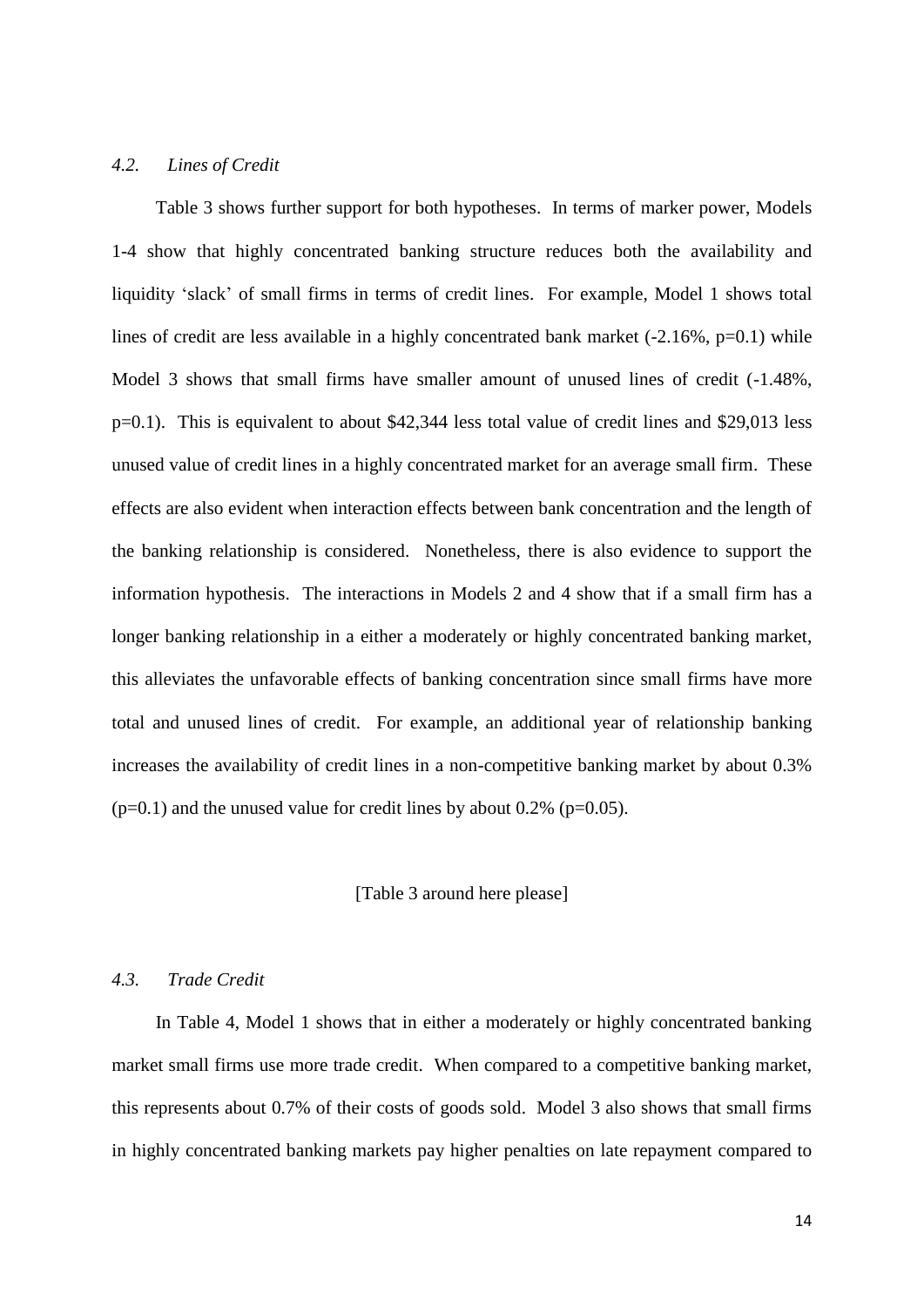### *4.2. Lines of Credit*

Table 3 shows further support for both hypotheses. In terms of marker power, Models 1-4 show that highly concentrated banking structure reduces both the availability and liquidity 'slack' of small firms in terms of credit lines. For example, Model 1 shows total lines of credit are less available in a highly concentrated bank market (-2.16%, p=0.1) while Model 3 shows that small firms have smaller amount of unused lines of credit (-1.48%, p=0.1). This is equivalent to about $42,344 less total value of credit lines and $29,013 less unused value of credit lines in a highly concentrated market for an average small firm. These effects are also evident when interaction effects between bank concentration and the length of the banking relationship is considered. Nonetheless, there is also evidence to support the information hypothesis. The interactions in Models 2 and 4 show that if a small firm has a longer banking relationship in a either a moderately or highly concentrated banking market, this alleviates the unfavorable effects of banking concentration since small firms have more total and unused lines of credit. For example, an additional year of relationship banking increases the availability of credit lines in a non-competitive banking market by about 0.3% (p=0.1) and the unused value for credit lines by about 0.2% (p=0.05).

[Table 3 around here please]

### *4.3. Trade Credit*

In Table 4, Model 1 shows that in either a moderately or highly concentrated banking market small firms use more trade credit. When compared to a competitive banking market, this represents about 0.7% of their costs of goods sold. Model 3 also shows that small firms in highly concentrated banking markets pay higher penalties on late repayment compared to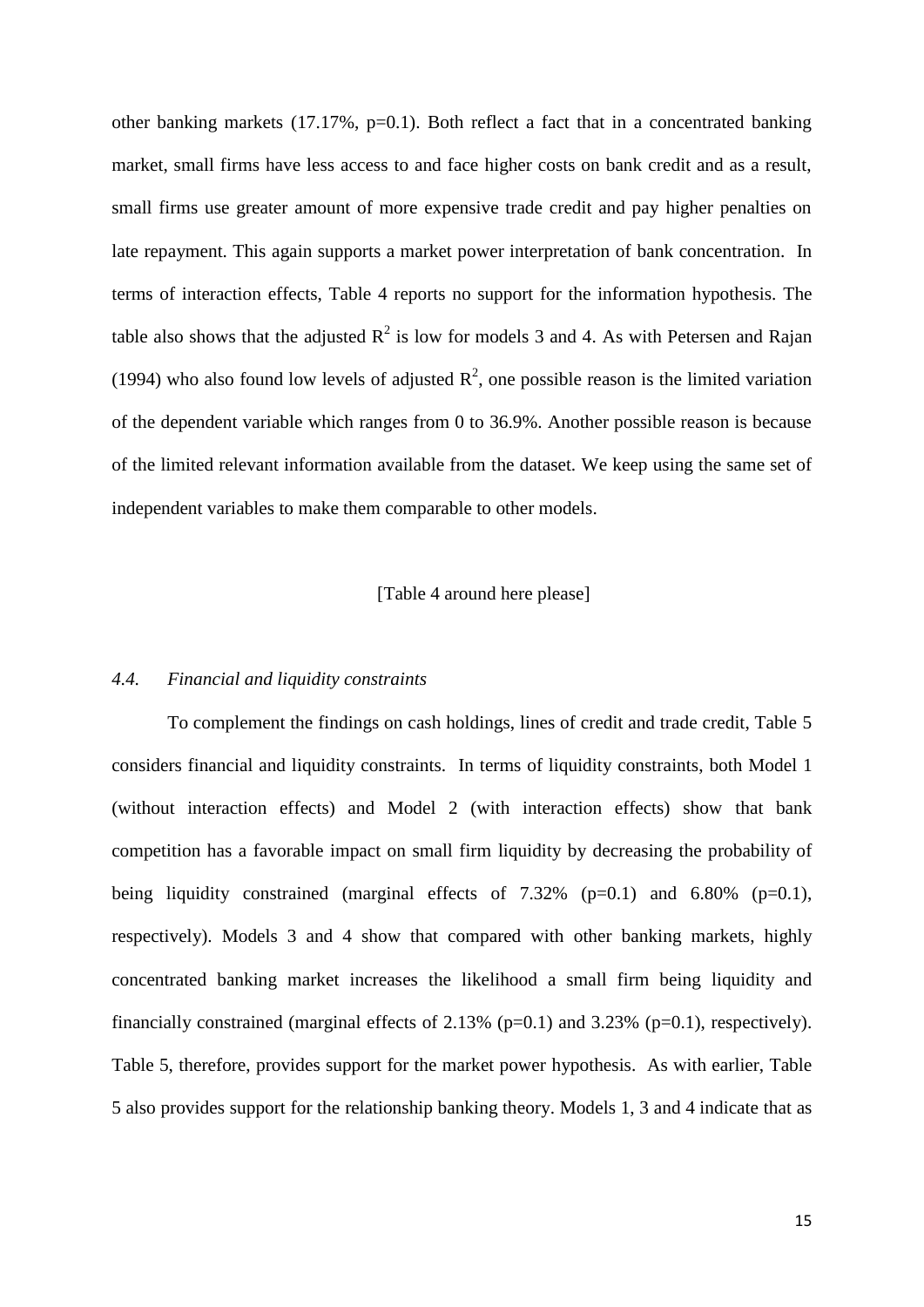other banking markets (17.17%, p=0.1). Both reflect a fact that in a concentrated banking market, small firms have less access to and face higher costs on bank credit and as a result, small firms use greater amount of more expensive trade credit and pay higher penalties on late repayment. This again supports a market power interpretation of bank concentration. In terms of interaction effects, Table 4 reports no support for the information hypothesis. The table also shows that the adjusted $R^2$ is low for models 3 and 4. As with Petersen and Rajan (1994) who also found low levels of adjusted $R^2$, one possible reason is the limited variation of the dependent variable which ranges from 0 to 36.9%. Another possible reason is because of the limited relevant information available from the dataset. We keep using the same set of independent variables to make them comparable to other models.

[Table 4 around here please]

### *4.4. Financial and liquidity constraints*

To complement the findings on cash holdings, lines of credit and trade credit, Table 5 considers financial and liquidity constraints. In terms of liquidity constraints, both Model 1 (without interaction effects) and Model 2 (with interaction effects) show that bank competition has a favorable impact on small firm liquidity by decreasing the probability of being liquidity constrained (marginal effects of 7.32% (p=0.1) and 6.80% (p=0.1), respectively). Models 3 and 4 show that compared with other banking markets, highly concentrated banking market increases the likelihood a small firm being liquidity and financially constrained (marginal effects of 2.13% (p=0.1) and 3.23% (p=0.1), respectively). Table 5, therefore, provides support for the market power hypothesis. As with earlier, Table 5 also provides support for the relationship banking theory. Models 1, 3 and 4 indicate that as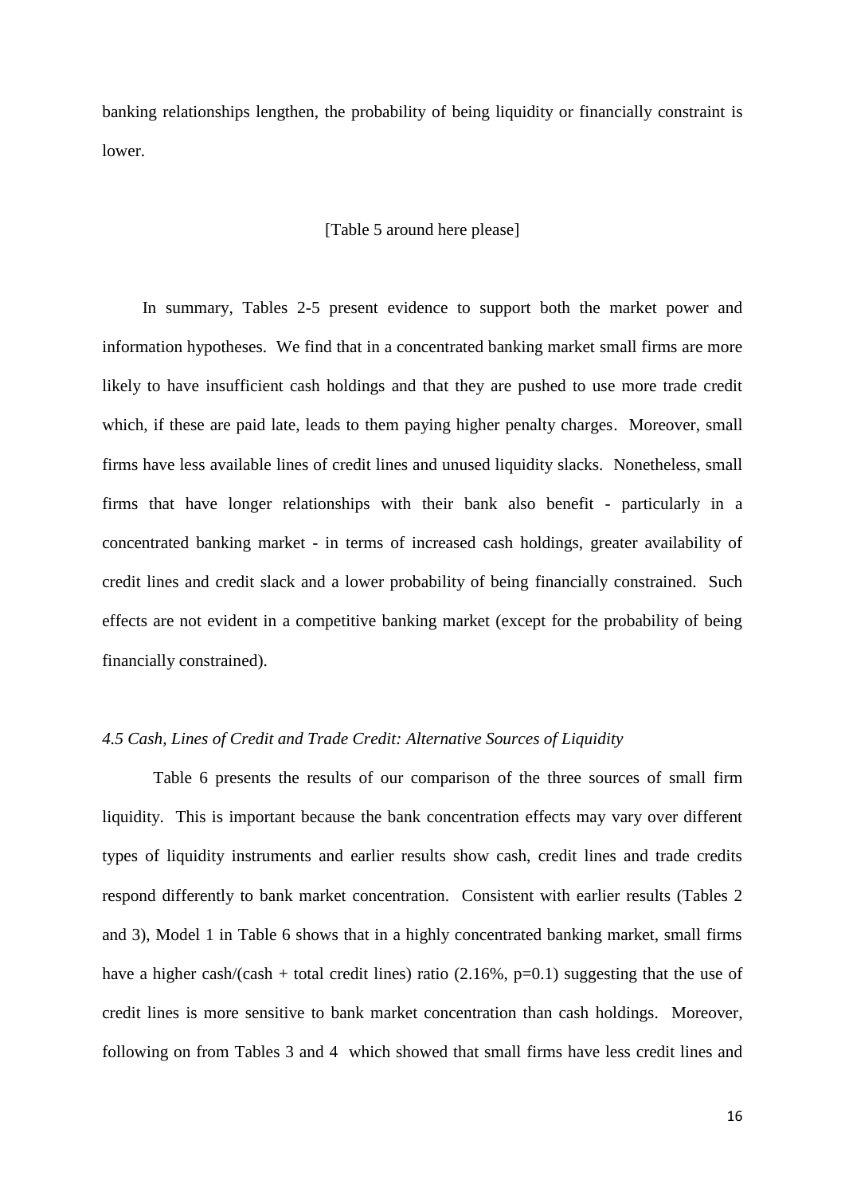banking relationships lengthen, the probability of being liquidity or financially constraint is lower.

[Table 5 around here please]

In summary, Tables 2-5 present evidence to support both the market power and information hypotheses. We find that in a concentrated banking market small firms are more likely to have insufficient cash holdings and that they are pushed to use more trade credit which, if these are paid late, leads to them paying higher penalty charges. Moreover, small firms have less available lines of credit lines and unused liquidity slacks. Nonetheless, small firms that have longer relationships with their bank also benefit - particularly in a concentrated banking market - in terms of increased cash holdings, greater availability of credit lines and credit slack and a lower probability of being financially constrained. Such effects are not evident in a competitive banking market (except for the probability of being financially constrained).

### *4.5 Cash, Lines of Credit and Trade Credit: Alternative Sources of Liquidity*

Table 6 presents the results of our comparison of the three sources of small firm liquidity. This is important because the bank concentration effects may vary over different types of liquidity instruments and earlier results show cash, credit lines and trade credits respond differently to bank market concentration. Consistent with earlier results (Tables 2 and 3), Model 1 in Table 6 shows that in a highly concentrated banking market, small firms have a higher cash/(cash + total credit lines) ratio (2.16%, $p=0.1$) suggesting that the use of credit lines is more sensitive to bank market concentration than cash holdings. Moreover, following on from Tables 3 and 4 which showed that small firms have less credit lines and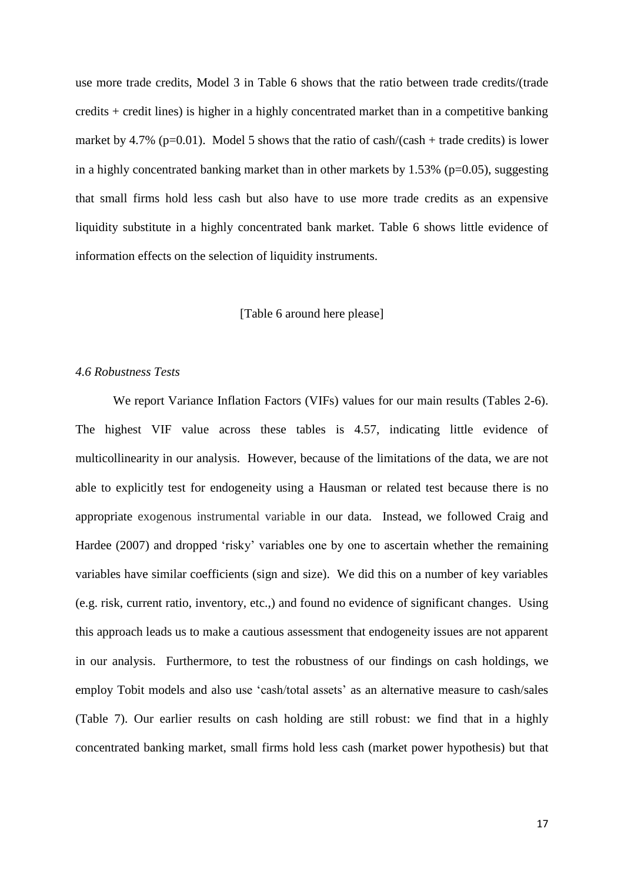use more trade credits, Model 3 in Table 6 shows that the ratio between trade credits/(trade credits + credit lines) is higher in a highly concentrated market than in a competitive banking market by 4.7% ($p=0.01$). Model 5 shows that the ratio of cash/(cash + trade credits) is lower in a highly concentrated banking market than in other markets by 1.53% ($p=0.05$), suggesting that small firms hold less cash but also have to use more trade credits as an expensive liquidity substitute in a highly concentrated bank market. Table 6 shows little evidence of information effects on the selection of liquidity instruments.

[Table 6 around here please]

### *4.6 Robustness Tests*

We report Variance Inflation Factors (VIFs) values for our main results (Tables 2-6). The highest VIF value across these tables is 4.57, indicating little evidence of multicollinearity in our analysis. However, because of the limitations of the data, we are not able to explicitly test for endogeneity using a Hausman or related test because there is no appropriate exogenous instrumental variable in our data. Instead, we followed Craig and Hardee (2007) and dropped 'risky' variables one by one to ascertain whether the remaining variables have similar coefficients (sign and size). We did this on a number of key variables (e.g. risk, current ratio, inventory, etc.,) and found no evidence of significant changes. Using this approach leads us to make a cautious assessment that endogeneity issues are not apparent in our analysis. Furthermore, to test the robustness of our findings on cash holdings, we employ Tobit models and also use 'cash/total assets' as an alternative measure to cash/sales (Table 7). Our earlier results on cash holding are still robust: we find that in a highly concentrated banking market, small firms hold less cash (market power hypothesis) but that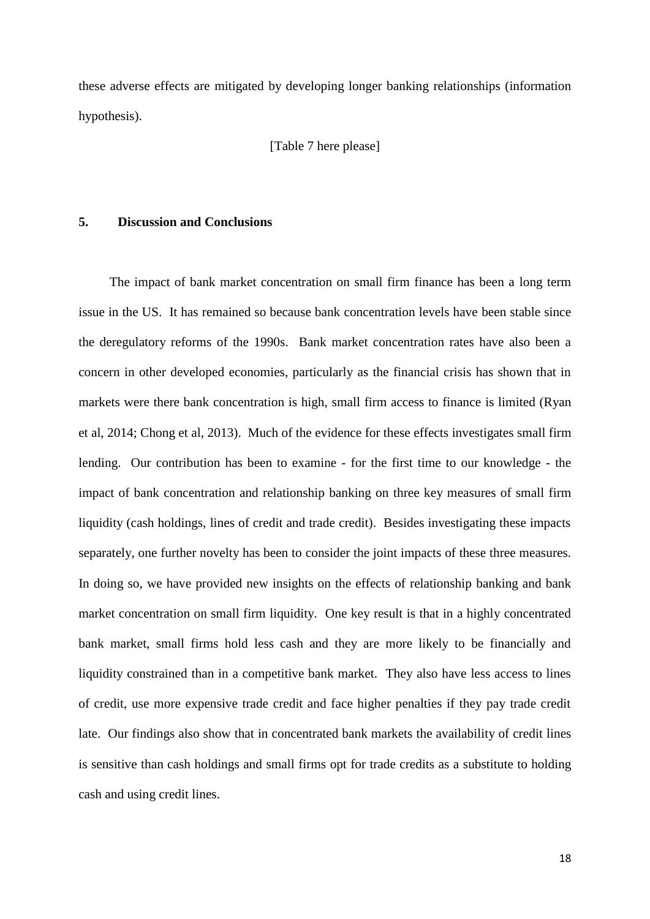these adverse effects are mitigated by developing longer banking relationships (information hypothesis).

[Table 7 here please]

## 5. Discussion and Conclusions

The impact of bank market concentration on small firm finance has been a long term issue in the US. It has remained so because bank concentration levels have been stable since the deregulatory reforms of the 1990s. Bank market concentration rates have also been a concern in other developed economies, particularly as the financial crisis has shown that in markets were there bank concentration is high, small firm access to finance is limited (Ryan et al, 2014; Chong et al, 2013). Much of the evidence for these effects investigates small firm lending. Our contribution has been to examine - for the first time to our knowledge - the impact of bank concentration and relationship banking on three key measures of small firm liquidity (cash holdings, lines of credit and trade credit). Besides investigating these impacts separately, one further novelty has been to consider the joint impacts of these three measures. In doing so, we have provided new insights on the effects of relationship banking and bank market concentration on small firm liquidity. One key result is that in a highly concentrated bank market, small firms hold less cash and they are more likely to be financially and liquidity constrained than in a competitive bank market. They also have less access to lines of credit, use more expensive trade credit and face higher penalties if they pay trade credit late. Our findings also show that in concentrated bank markets the availability of credit lines is sensitive than cash holdings and small firms opt for trade credits as a substitute to holding cash and using credit lines.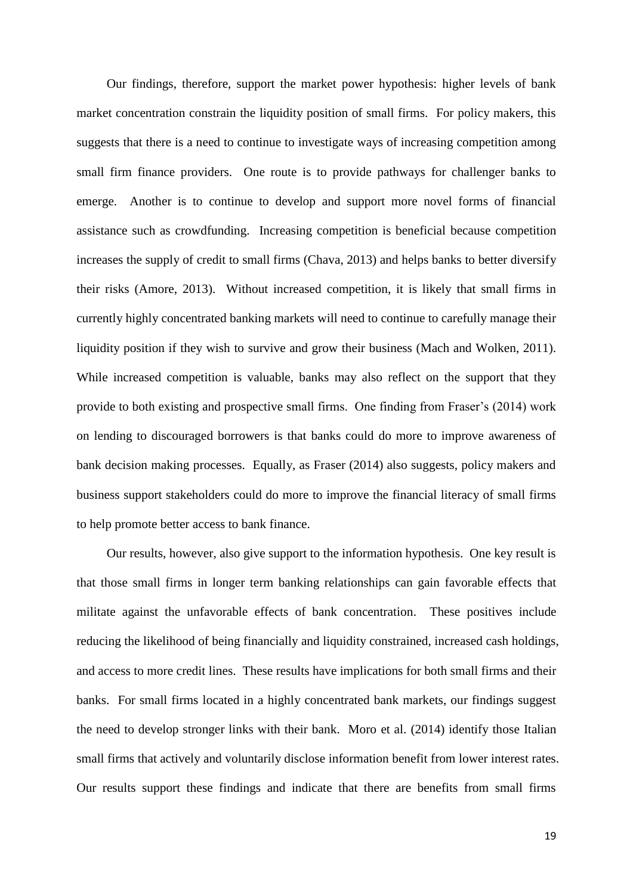Our findings, therefore, support the market power hypothesis: higher levels of bank market concentration constrain the liquidity position of small firms. For policy makers, this suggests that there is a need to continue to investigate ways of increasing competition among small firm finance providers. One route is to provide pathways for challenger banks to emerge. Another is to continue to develop and support more novel forms of financial assistance such as crowdfunding. Increasing competition is beneficial because competition increases the supply of credit to small firms (Chava, 2013) and helps banks to better diversify their risks (Amore, 2013). Without increased competition, it is likely that small firms in currently highly concentrated banking markets will need to continue to carefully manage their liquidity position if they wish to survive and grow their business (Mach and Wolken, 2011). While increased competition is valuable, banks may also reflect on the support that they provide to both existing and prospective small firms. One finding from Fraser's (2014) work on lending to discouraged borrowers is that banks could do more to improve awareness of bank decision making processes. Equally, as Fraser (2014) also suggests, policy makers and business support stakeholders could do more to improve the financial literacy of small firms to help promote better access to bank finance.

Our results, however, also give support to the information hypothesis. One key result is that those small firms in longer term banking relationships can gain favorable effects that militate against the unfavorable effects of bank concentration. These positives include reducing the likelihood of being financially and liquidity constrained, increased cash holdings, and access to more credit lines. These results have implications for both small firms and their banks. For small firms located in a highly concentrated bank markets, our findings suggest the need to develop stronger links with their bank. Moro et al. (2014) identify those Italian small firms that actively and voluntarily disclose information benefit from lower interest rates. Our results support these findings and indicate that there are benefits from small firms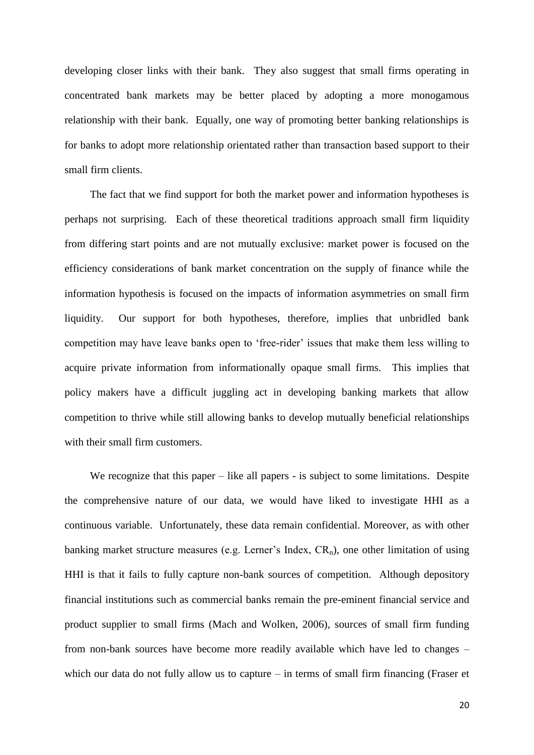developing closer links with their bank. They also suggest that small firms operating in concentrated bank markets may be better placed by adopting a more monogamous relationship with their bank. Equally, one way of promoting better banking relationships is for banks to adopt more relationship orientated rather than transaction based support to their small firm clients.

The fact that we find support for both the market power and information hypotheses is perhaps not surprising. Each of these theoretical traditions approach small firm liquidity from differing start points and are not mutually exclusive: market power is focused on the efficiency considerations of bank market concentration on the supply of finance while the information hypothesis is focused on the impacts of information asymmetries on small firm liquidity. Our support for both hypotheses, therefore, implies that unbridled bank competition may have leave banks open to 'free-rider' issues that make them less willing to acquire private information from informationally opaque small firms. This implies that policy makers have a difficult juggling act in developing banking markets that allow competition to thrive while still allowing banks to develop mutually beneficial relationships with their small firm customers.

We recognize that this paper – like all papers - is subject to some limitations. Despite the comprehensive nature of our data, we would have liked to investigate HHI as a continuous variable. Unfortunately, these data remain confidential. Moreover, as with other banking market structure measures (e.g. Lerner's Index, $CR_n$), one other limitation of using HHI is that it fails to fully capture non-bank sources of competition. Although depository financial institutions such as commercial banks remain the pre-eminent financial service and product supplier to small firms (Mach and Wolken, 2006), sources of small firm funding from non-bank sources have become more readily available which have led to changes – which our data do not fully allow us to capture – in terms of small firm financing (Fraser et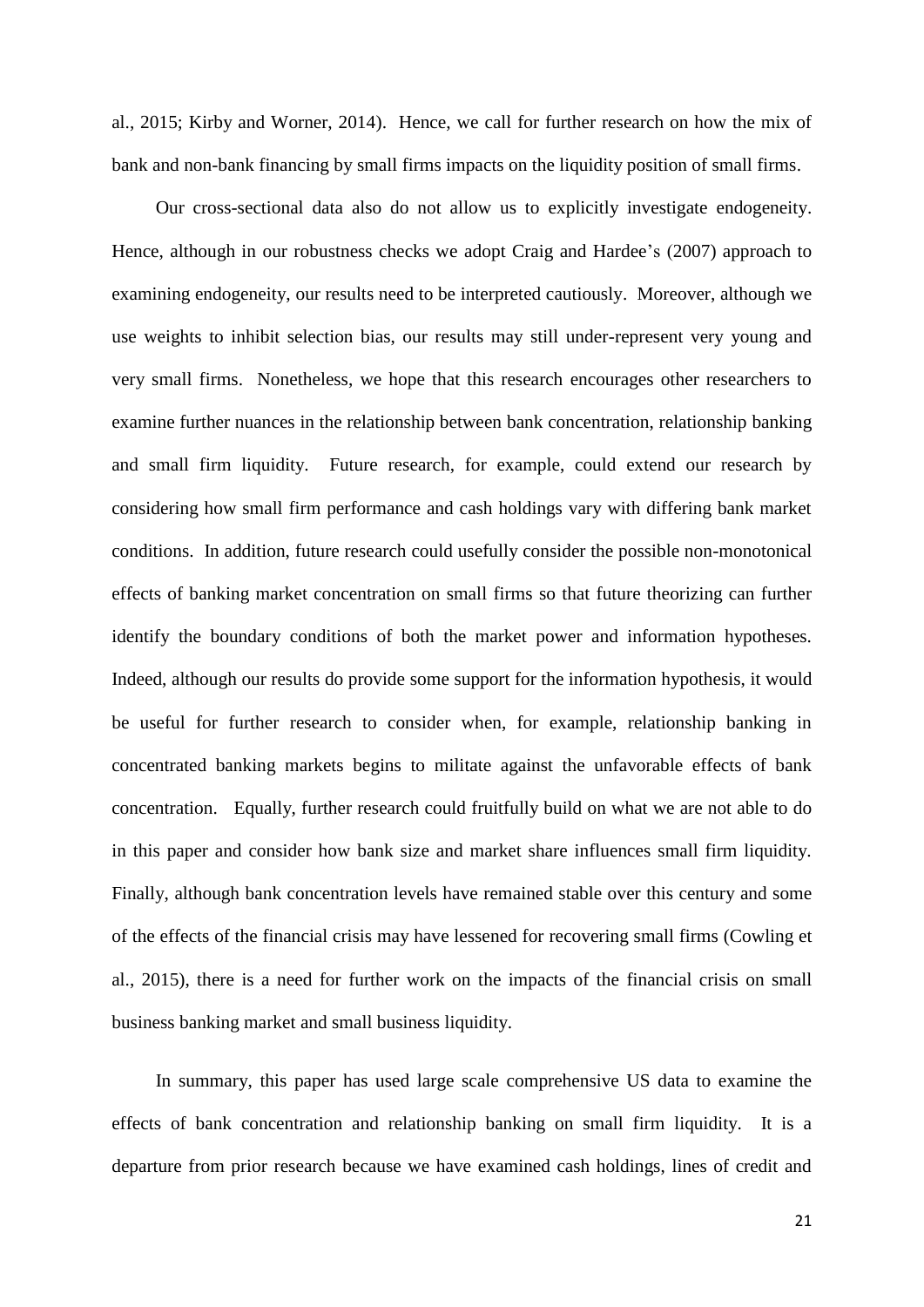al., 2015; Kirby and Worner, 2014). Hence, we call for further research on how the mix of bank and non-bank financing by small firms impacts on the liquidity position of small firms.

Our cross-sectional data also do not allow us to explicitly investigate endogeneity. Hence, although in our robustness checks we adopt Craig and Hardee's (2007) approach to examining endogeneity, our results need to be interpreted cautiously. Moreover, although we use weights to inhibit selection bias, our results may still under-represent very young and very small firms. Nonetheless, we hope that this research encourages other researchers to examine further nuances in the relationship between bank concentration, relationship banking and small firm liquidity. Future research, for example, could extend our research by considering how small firm performance and cash holdings vary with differing bank market conditions. In addition, future research could usefully consider the possible non-monotonical effects of banking market concentration on small firms so that future theorizing can further identify the boundary conditions of both the market power and information hypotheses. Indeed, although our results do provide some support for the information hypothesis, it would be useful for further research to consider when, for example, relationship banking in concentrated banking markets begins to militate against the unfavorable effects of bank concentration. Equally, further research could fruitfully build on what we are not able to do in this paper and consider how bank size and market share influences small firm liquidity. Finally, although bank concentration levels have remained stable over this century and some of the effects of the financial crisis may have lessened for recovering small firms (Cowling et al., 2015), there is a need for further work on the impacts of the financial crisis on small business banking market and small business liquidity.

In summary, this paper has used large scale comprehensive US data to examine the effects of bank concentration and relationship banking on small firm liquidity. It is a departure from prior research because we have examined cash holdings, lines of credit and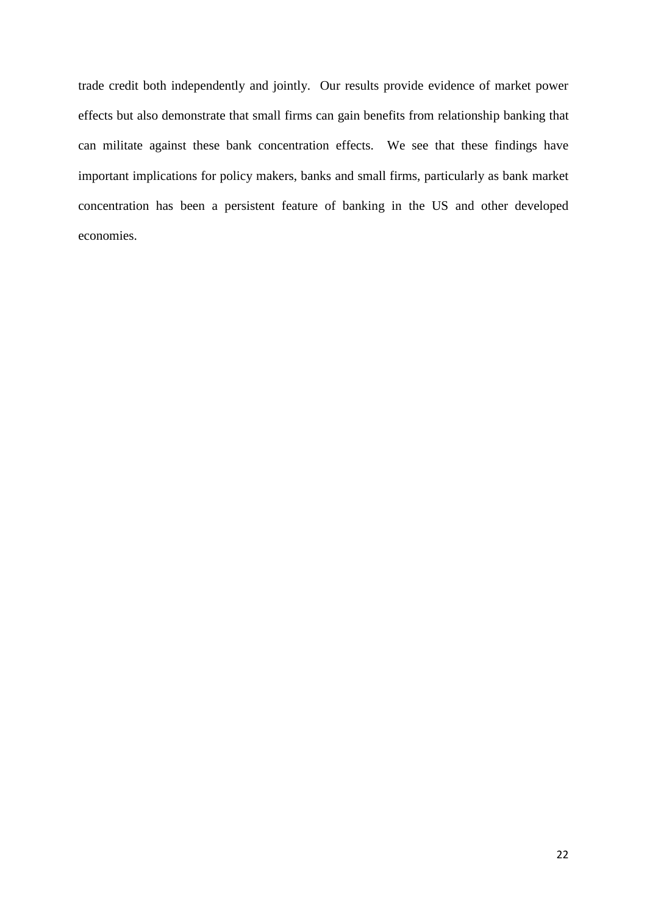trade credit both independently and jointly. Our results provide evidence of market power effects but also demonstrate that small firms can gain benefits from relationship banking that can militate against these bank concentration effects. We see that these findings have important implications for policy makers, banks and small firms, particularly as bank market concentration has been a persistent feature of banking in the US and other developed economies.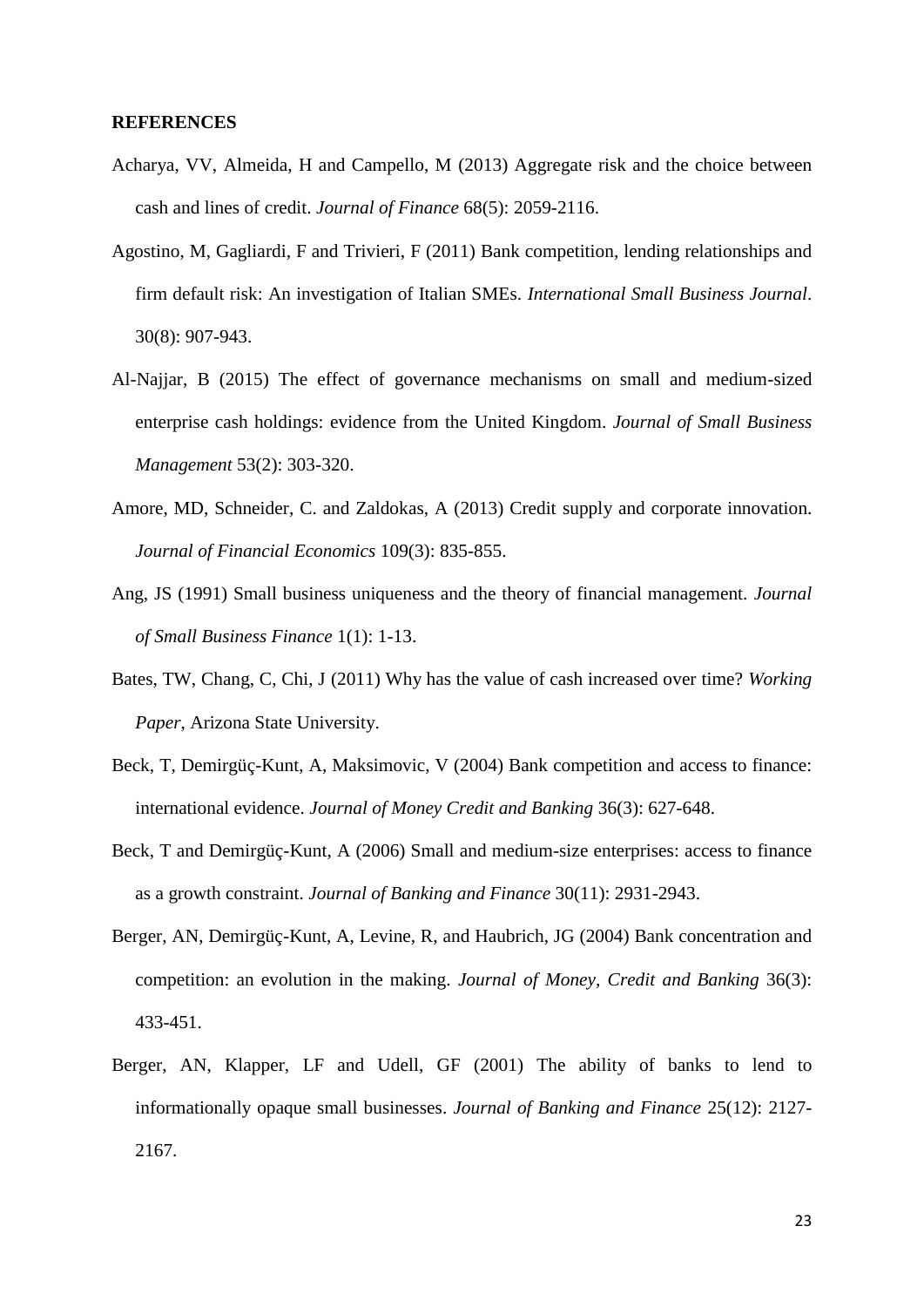**REFERENCES**

Acharya, VV, Almeida, H and Campello, M (2013) Aggregate risk and the choice between cash and lines of credit. *Journal of Finance* 68(5): 2059-2116.

Agostino, M, Gagliardi, F and Trivieri, F (2011) Bank competition, lending relationships and firm default risk: An investigation of Italian SMEs. *International Small Business Journal*. 30(8): 907-943.

Al-Najjar, B (2015) The effect of governance mechanisms on small and medium-sized enterprise cash holdings: evidence from the United Kingdom. *Journal of Small Business Management* 53(2): 303-320.

Amore, MD, Schneider, C. and Zaldokas, A (2013) Credit supply and corporate innovation. *Journal of Financial Economics* 109(3): 835-855.

Ang, JS (1991) Small business uniqueness and the theory of financial management. *Journal of Small Business Finance* 1(1): 1-13.

Bates, TW, Chang, C, Chi, J (2011) Why has the value of cash increased over time? *Working Paper*, Arizona State University.

Beck, T, Demirgüç-Kunt, A, Maksimovic, V (2004) Bank competition and access to finance: international evidence. *Journal of Money Credit and Banking* 36(3): 627-648.

Beck, T and Demirgüç-Kunt, A (2006) Small and medium-size enterprises: access to finance as a growth constraint. *Journal of Banking and Finance* 30(11): 2931-2943.

Berger, AN, Demirgüç-Kunt, A, Levine, R, and Haubrich, JG (2004) Bank concentration and competition: an evolution in the making. *Journal of Money, Credit and Banking* 36(3): 433-451.

Berger, AN, Klapper, LF and Udell, GF (2001) The ability of banks to lend to informationally opaque small businesses. *Journal of Banking and Finance* 25(12): 2127-2167.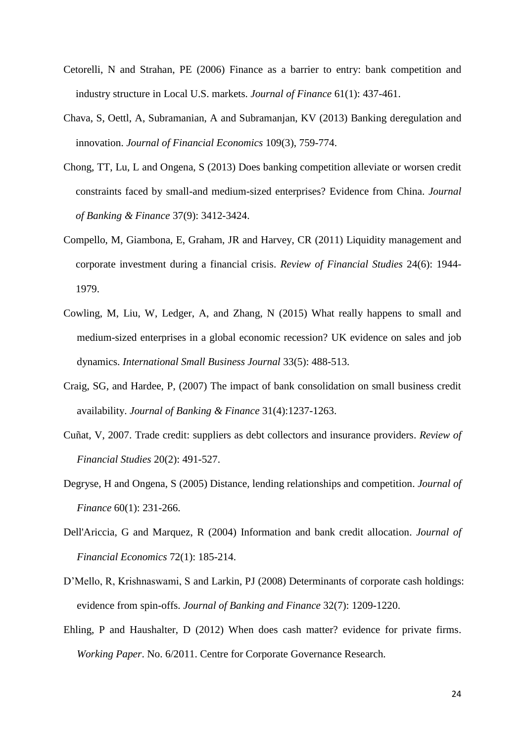Cetorelli, N and Strahan, PE (2006) Finance as a barrier to entry: bank competition and industry structure in Local U.S. markets. *Journal of Finance* 61(1): 437-461.

Chava, S, Oettl, A, Subramanian, A and Subramanjan, KV (2013) Banking deregulation and innovation. *Journal of Financial Economics* 109(3), 759-774.

Chong, TT, Lu, L and Ongena, S (2013) Does banking competition alleviate or worsen credit constraints faced by small-and medium-sized enterprises? Evidence from China. *Journal of Banking & Finance* 37(9): 3412-3424.

Compello, M, Giambona, E, Graham, JR and Harvey, CR (2011) Liquidity management and corporate investment during a financial crisis. *Review of Financial Studies* 24(6): 1944-1979.

Cowling, M, Liu, W, Ledger, A, and Zhang, N (2015) What really happens to small and medium-sized enterprises in a global economic recession? UK evidence on sales and job dynamics. *International Small Business Journal* 33(5): 488-513.

Craig, SG, and Hardee, P, (2007) The impact of bank consolidation on small business credit availability. *Journal of Banking & Finance* 31(4):1237-1263.

Cuñat, V, 2007. Trade credit: suppliers as debt collectors and insurance providers. *Review of Financial Studies* 20(2): 491-527.

Degryse, H and Ongena, S (2005) Distance, lending relationships and competition. *Journal of Finance* 60(1): 231-266.

Dell'Ariccia, G and Marquez, R (2004) Information and bank credit allocation. *Journal of Financial Economics* 72(1): 185-214.

D'Mello, R, Krishnaswami, S and Larkin, PJ (2008) Determinants of corporate cash holdings: evidence from spin-offs. *Journal of Banking and Finance* 32(7): 1209-1220.

Ehling, P and Haushalter, D (2012) When does cash matter? evidence for private firms. *Working Paper*. No. 6/2011. Centre for Corporate Governance Research.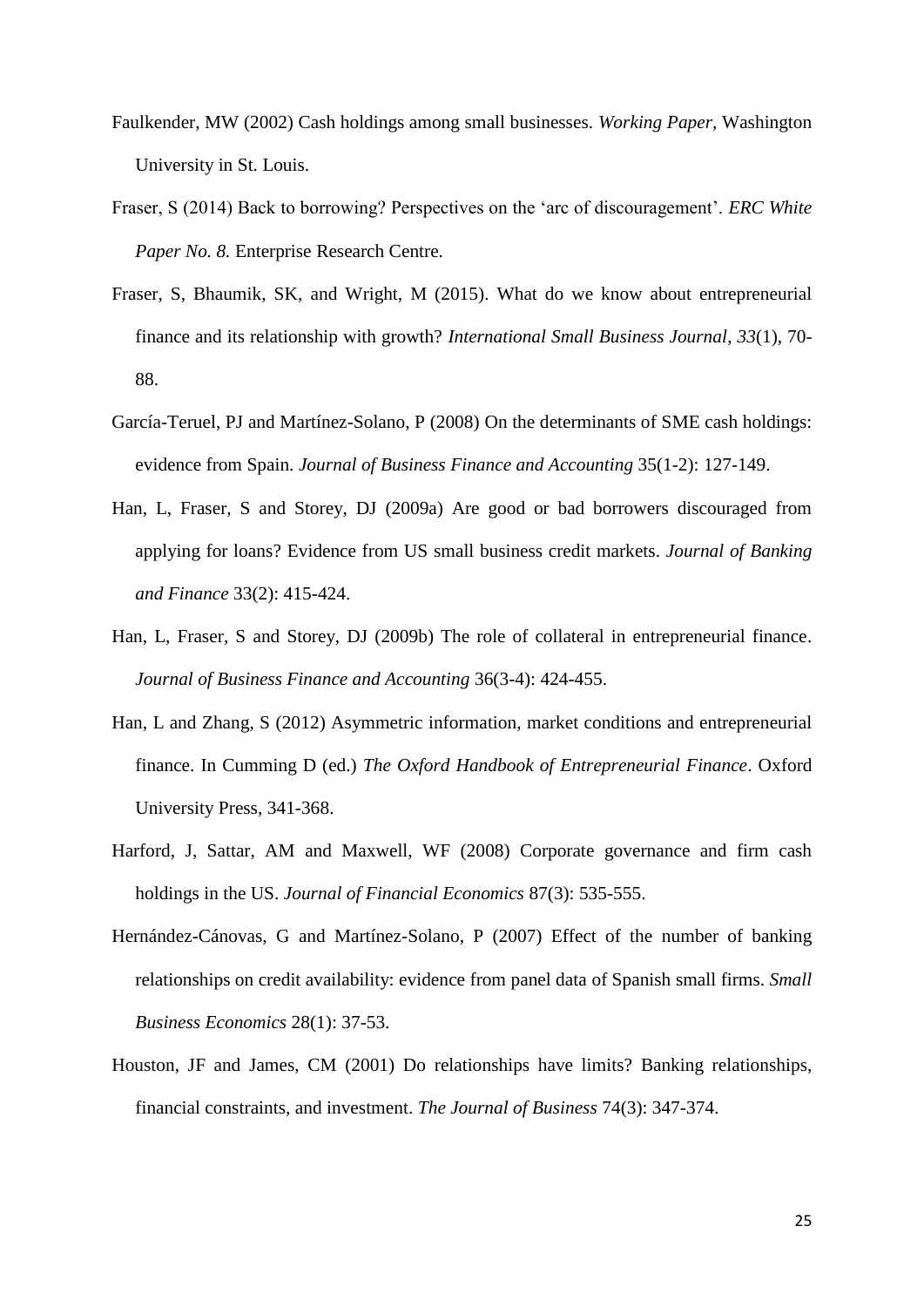Faulkender, MW (2002) Cash holdings among small businesses. *Working Paper*, Washington University in St. Louis.

Fraser, S (2014) Back to borrowing? Perspectives on the 'arc of discouragement'. *ERC White Paper No. 8.* Enterprise Research Centre.

Fraser, S, Bhaumik, SK, and Wright, M (2015). What do we know about entrepreneurial finance and its relationship with growth? *International Small Business Journal*, *33*(1), 70-88.

García-Teruel, PJ and Martínez-Solano, P (2008) On the determinants of SME cash holdings: evidence from Spain. *Journal of Business Finance and Accounting* 35(1-2): 127-149.

Han, L, Fraser, S and Storey, DJ (2009a) Are good or bad borrowers discouraged from applying for loans? Evidence from US small business credit markets. *Journal of Banking and Finance* 33(2): 415-424.

Han, L, Fraser, S and Storey, DJ (2009b) The role of collateral in entrepreneurial finance. *Journal of Business Finance and Accounting* 36(3-4): 424-455.

Han, L and Zhang, S (2012) Asymmetric information, market conditions and entrepreneurial finance. In Cumming D (ed.) *The Oxford Handbook of Entrepreneurial Finance*. Oxford University Press, 341-368.

Harford, J, Sattar, AM and Maxwell, WF (2008) Corporate governance and firm cash holdings in the US. *Journal of Financial Economics* 87(3): 535-555.

Hernández-Cánovas, G and Martínez-Solano, P (2007) Effect of the number of banking relationships on credit availability: evidence from panel data of Spanish small firms. *Small Business Economics* 28(1): 37-53.

Houston, JF and James, CM (2001) Do relationships have limits? Banking relationships, financial constraints, and investment. *The Journal of Business* 74(3): 347-374.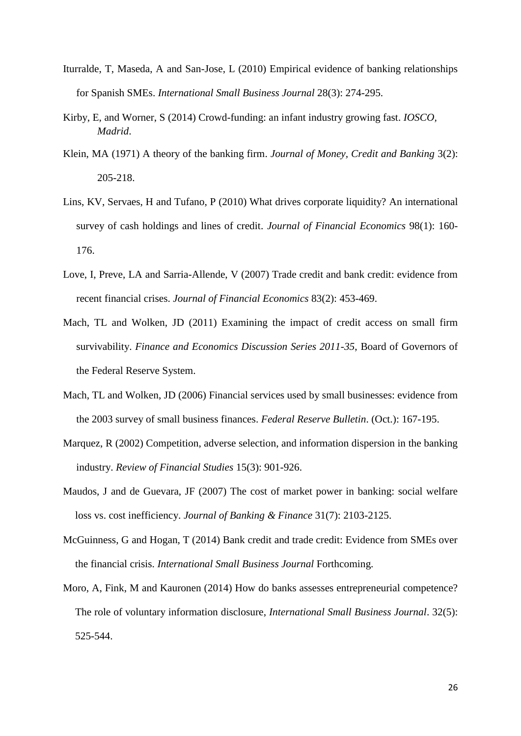Iturralde, T, Maseda, A and San-Jose, L (2010) Empirical evidence of banking relationships for Spanish SMEs. *International Small Business Journal* 28(3): 274-295.

Kirby, E, and Worner, S (2014) Crowd-funding: an infant industry growing fast. *IOSCO, Madrid*.

Klein, MA (1971) A theory of the banking firm. *Journal of Money, Credit and Banking* 3(2): 205-218.

Lins, KV, Servaes, H and Tufano, P (2010) What drives corporate liquidity? An international survey of cash holdings and lines of credit. *Journal of Financial Economics* 98(1): 160-176.

Love, I, Preve, LA and Sarria-Allende, V (2007) Trade credit and bank credit: evidence from recent financial crises. *Journal of Financial Economics* 83(2): 453-469.

Mach, TL and Wolken, JD (2011) Examining the impact of credit access on small firm survivability. *Finance and Economics Discussion Series 2011-35*, Board of Governors of the Federal Reserve System.

Mach, TL and Wolken, JD (2006) Financial services used by small businesses: evidence from the 2003 survey of small business finances. *Federal Reserve Bulletin*. (Oct.): 167-195.

Marquez, R (2002) Competition, adverse selection, and information dispersion in the banking industry. *Review of Financial Studies* 15(3): 901-926.

Maudos, J and de Guevara, JF (2007) The cost of market power in banking: social welfare loss vs. cost inefficiency. *Journal of Banking & Finance* 31(7): 2103-2125.

McGuinness, G and Hogan, T (2014) Bank credit and trade credit: Evidence from SMEs over the financial crisis. *International Small Business Journal* Forthcoming.

Moro, A, Fink, M and Kauronen (2014) How do banks assesses entrepreneurial competence? The role of voluntary information disclosure, *International Small Business Journal*. 32(5): 525-544.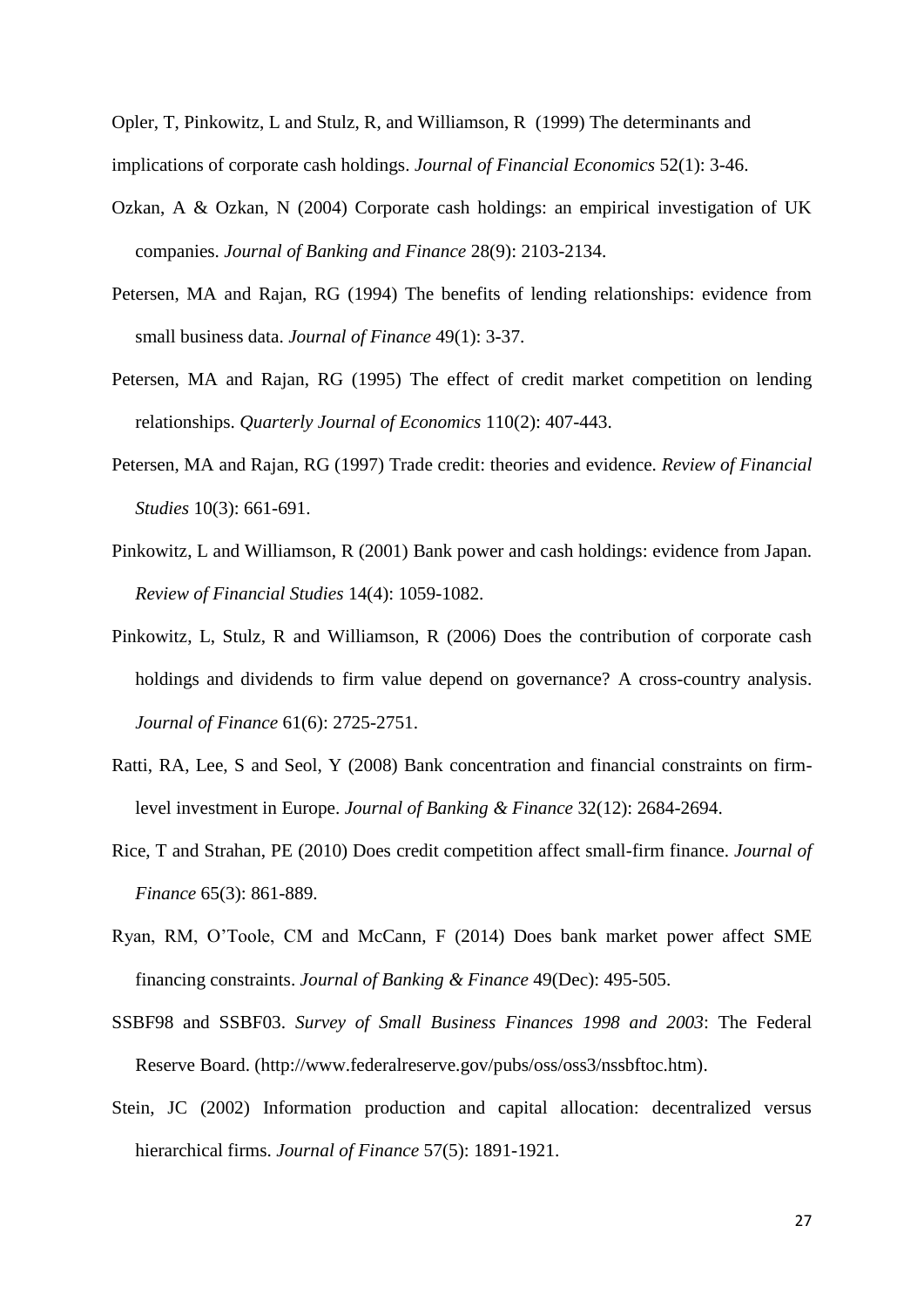Opler, T, Pinkowitz, L and Stulz, R, and Williamson, R (1999) The determinants and implications of corporate cash holdings. *Journal of Financial Economics* 52(1): 3-46.

Ozkan, A & Ozkan, N (2004) Corporate cash holdings: an empirical investigation of UK companies. *Journal of Banking and Finance* 28(9): 2103-2134.

Petersen, MA and Rajan, RG (1994) The benefits of lending relationships: evidence from small business data. *Journal of Finance* 49(1): 3-37.

Petersen, MA and Rajan, RG (1995) The effect of credit market competition on lending relationships. *Quarterly Journal of Economics* 110(2): 407-443.

Petersen, MA and Rajan, RG (1997) Trade credit: theories and evidence. *Review of Financial Studies* 10(3): 661-691.

Pinkowitz, L and Williamson, R (2001) Bank power and cash holdings: evidence from Japan. *Review of Financial Studies* 14(4): 1059-1082.

Pinkowitz, L, Stulz, R and Williamson, R (2006) Does the contribution of corporate cash holdings and dividends to firm value depend on governance? A cross-country analysis. *Journal of Finance* 61(6): 2725-2751.

Ratti, RA, Lee, S and Seol, Y (2008) Bank concentration and financial constraints on firm-level investment in Europe. *Journal of Banking & Finance* 32(12): 2684-2694.

Rice, T and Strahan, PE (2010) Does credit competition affect small-firm finance. *Journal of Finance* 65(3): 861-889.

Ryan, RM, O'Toole, CM and McCann, F (2014) Does bank market power affect SME financing constraints. *Journal of Banking & Finance* 49(Dec): 495-505.

SSBF98 and SSBF03. *Survey of Small Business Finances 1998 and 2003*: The Federal Reserve Board. (http://www.federalreserve.gov/pubs/oss/oss3/nssbftoc.htm).

Stein, JC (2002) Information production and capital allocation: decentralized versus hierarchical firms. *Journal of Finance* 57(5): 1891-1921.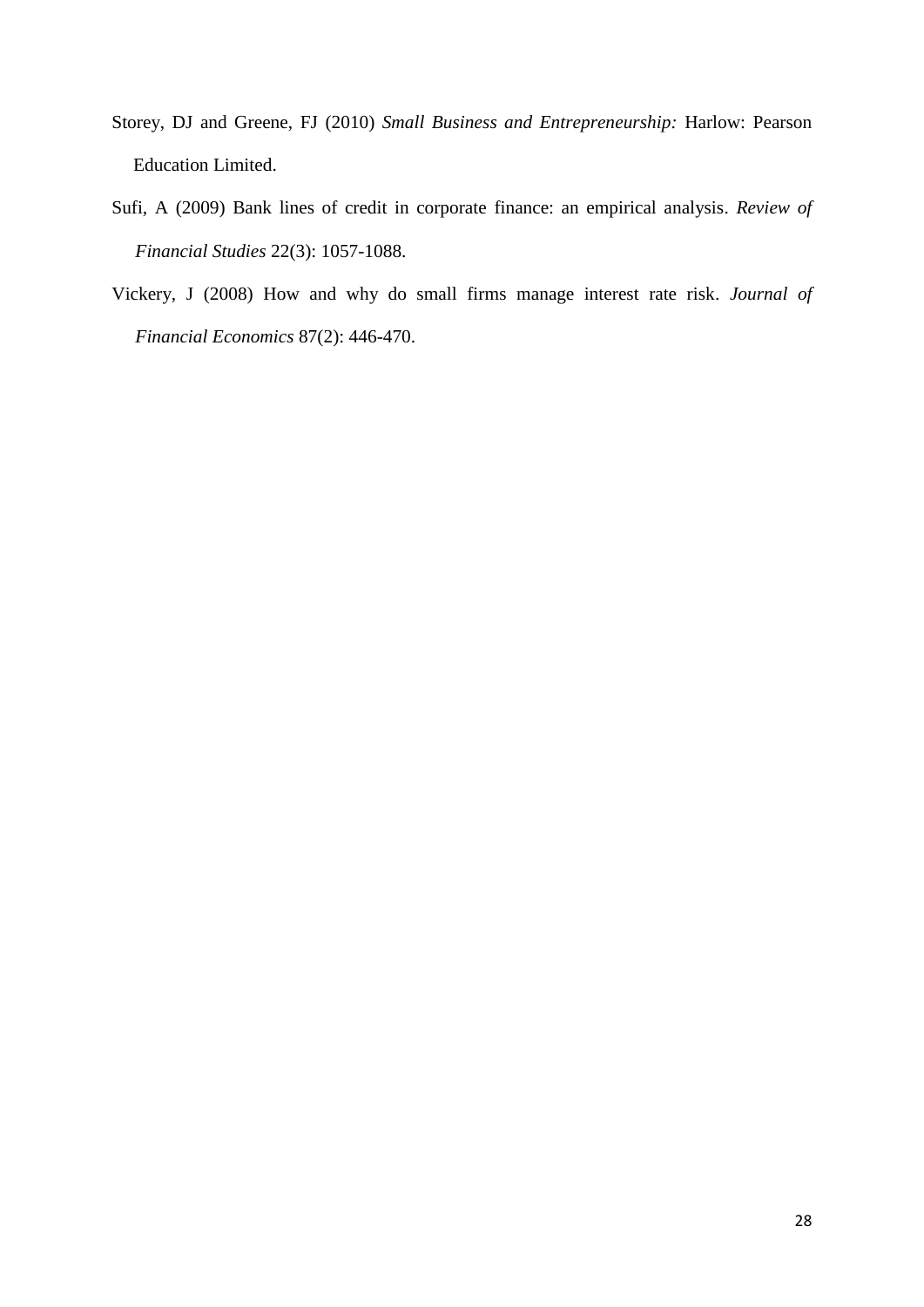Storey, DJ and Greene, FJ (2010) *Small Business and Entrepreneurship:* Harlow: Pearson Education Limited.

Sufi, A (2009) Bank lines of credit in corporate finance: an empirical analysis. *Review of Financial Studies* 22(3): 1057-1088.

Vickery, J (2008) How and why do small firms manage interest rate risk. *Journal of Financial Economics* 87(2): 446-470.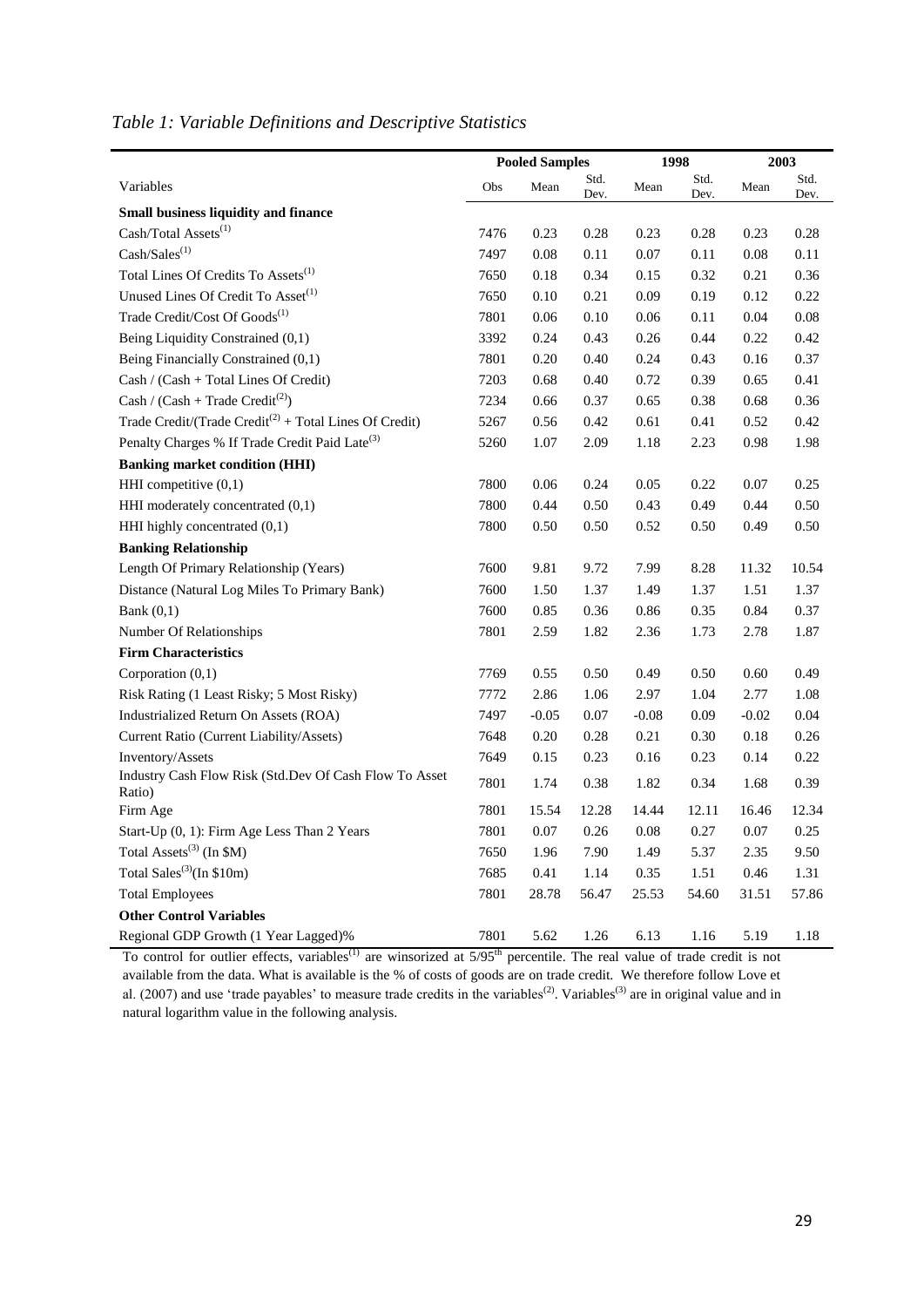*Table 1: Variable Definitions and Descriptive Statistics*

| Variables | Pooled Samples | | | 1998 | | 2003 | |
|---|---|---|---|---|---|---|---|
| | Obs | Mean | Std. Dev. | Mean | Std. Dev. | Mean | Std. Dev. |
| **Small business liquidity and finance** | | | | | | | |
| Cash/Total Assets[(1)] | 7476 | 0.23 | 0.28 | 0.23 | 0.28 | 0.23 | 0.28 |
| Cash/Sales[(1)] | 7497 | 0.08 | 0.11 | 0.07 | 0.11 | 0.08 | 0.11 |
| Total Lines Of Credits To Assets[(1)] | 7650 | 0.18 | 0.34 | 0.15 | 0.32 | 0.21 | 0.36 |
| Unused Lines Of Credit To Asset[(1)] | 7650 | 0.10 | 0.21 | 0.09 | 0.19 | 0.12 | 0.22 |
| Trade Credit/Cost Of Goods[(1)] | 7801 | 0.06 | 0.10 | 0.06 | 0.11 | 0.04 | 0.08 |
| Being Liquidity Constrained (0,1) | 3392 | 0.24 | 0.43 | 0.26 | 0.44 | 0.22 | 0.42 |
| Being Financially Constrained (0,1) | 7801 | 0.20 | 0.40 | 0.24 | 0.43 | 0.16 | 0.37 |
| Cash / (Cash + Total Lines Of Credit) | 7203 | 0.68 | 0.40 | 0.72 | 0.39 | 0.65 | 0.41 |
| Cash / (Cash + Trade Credit[(2)]) | 7234 | 0.66 | 0.37 | 0.65 | 0.38 | 0.68 | 0.36 |
| Trade Credit/(Trade Credit[(2)] + Total Lines Of Credit) | 5267 | 0.56 | 0.42 | 0.61 | 0.41 | 0.52 | 0.42 |
| Penalty Charges % If Trade Credit Paid Late[(3)] | 5260 | 1.07 | 2.09 | 1.18 | 2.23 | 0.98 | 1.98 |
| **Banking market condition (HHI)** | | | | | | | |
| HHI competitive (0,1) | 7800 | 0.06 | 0.24 | 0.05 | 0.22 | 0.07 | 0.25 |
| HHI moderately concentrated (0,1) | 7800 | 0.44 | 0.50 | 0.43 | 0.49 | 0.44 | 0.50 |
| HHI highly concentrated (0,1) | 7800 | 0.50 | 0.50 | 0.52 | 0.50 | 0.49 | 0.50 |
| **Banking Relationship** | | | | | | | |
| Length Of Primary Relationship (Years) | 7600 | 9.81 | 9.72 | 7.99 | 8.28 | 11.32 | 10.54 |
| Distance (Natural Log Miles To Primary Bank) | 7600 | 1.50 | 1.37 | 1.49 | 1.37 | 1.51 | 1.37 |
| Bank (0,1) | 7600 | 0.85 | 0.36 | 0.86 | 0.35 | 0.84 | 0.37 |
| Number Of Relationships | 7801 | 2.59 | 1.82 | 2.36 | 1.73 | 2.78 | 1.87 |
| **Firm Characteristics** | | | | | | | |
| Corporation (0,1) | 7769 | 0.55 | 0.50 | 0.49 | 0.50 | 0.60 | 0.49 |
| Risk Rating (1 Least Risky; 5 Most Risky) | 7772 | 2.86 | 1.06 | 2.97 | 1.04 | 2.77 | 1.08 |
| Industrialized Return On Assets (ROA) | 7497 | -0.05 | 0.07 | -0.08 | 0.09 | -0.02 | 0.04 |
| Current Ratio (Current Liability/Assets) | 7648 | 0.20 | 0.28 | 0.21 | 0.30 | 0.18 | 0.26 |
| Inventory/Assets | 7649 | 0.15 | 0.23 | 0.16 | 0.23 | 0.14 | 0.22 |
| Industry Cash Flow Risk (Std.Dev Of Cash Flow To Asset Ratio) | 7801 | 1.74 | 0.38 | 1.82 | 0.34 | 1.68 | 0.39 |
| Firm Age | 7801 | 15.54 | 12.28 | 14.44 | 12.11 | 16.46 | 12.34 |
| Start-Up (0, 1): Firm Age Less Than 2 Years | 7801 | 0.07 | 0.26 | 0.08 | 0.27 | 0.07 | 0.25 |
| Total Assets[(3)] (In $M) | 7650 | 1.96 | 7.90 | 1.49 | 5.37 | 2.35 | 9.50 |
| Total Sales[(3)](In $10m) | 7685 | 0.41 | 1.14 | 0.35 | 1.51 | 0.46 | 1.31 |
| Total Employees | 7801 | 28.78 | 56.47 | 25.53 | 54.60 | 31.51 | 57.86 |
| **Other Control Variables** | | | | | | | |
| Regional GDP Growth (1 Year Lagged)% | 7801 | 5.62 | 1.26 | 6.13 | 1.16 | 5.19 | 1.18 |

To control for outlier effects, variables[(1)] are winsorized at $5/95^{th}$ percentile. The real value of trade credit is not available from the data. What is available is the % of costs of goods are on trade credit. We therefore follow Love et al. (2007) and use 'trade payables' to measure trade credits in the variables[(2)]. Variables[(3)] are in original value and in natural logarithm value in the following analysis.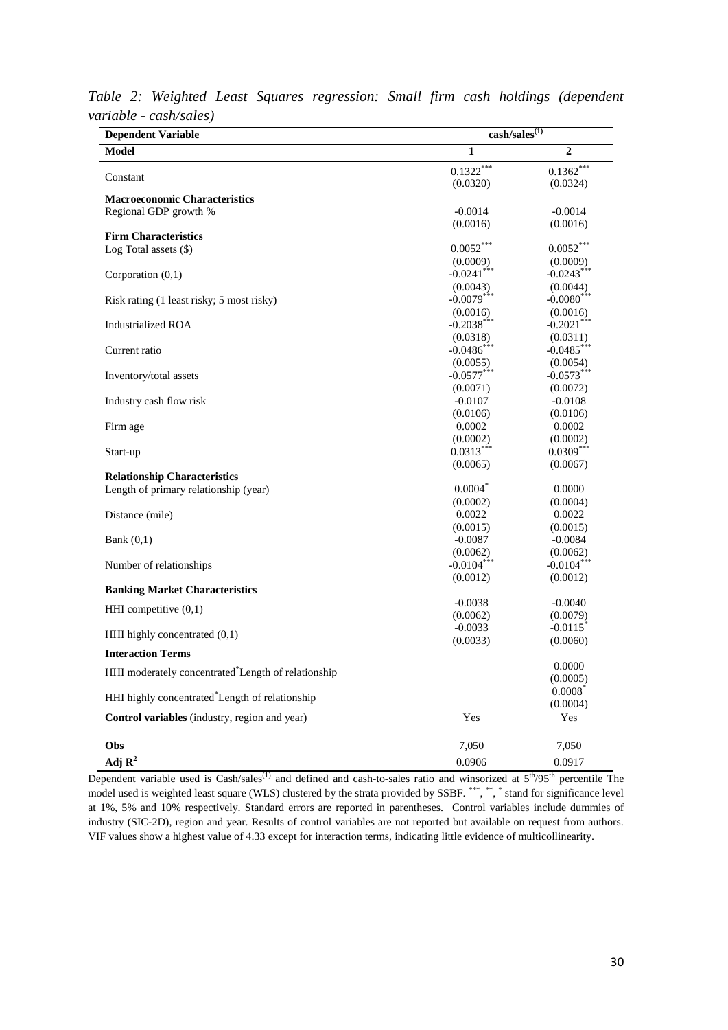*Table 2: Weighted Least Squares regression: Small firm cash holdings (dependent variable - cash/sales)*

| Dependent Variable | cash/sales[(1)] | |
|---|---|---|
| **Model** | **1** | **2** |
| Constant | 0.1322*** | 0.1362*** |
| | (0.0320) | (0.0324) |
| **Macroeconomic Characteristics** | | |
| Regional GDP growth % | -0.0014 | -0.0014 |
| | (0.0016) | (0.0016) |
| **Firm Characteristics** | | |
| Log Total assets ($) | 0.0052*** | 0.0052*** |
| | (0.0009) | (0.0009) |
| Corporation (0,1) | -0.0241*** | -0.0243*** |
| | (0.0043) | (0.0044) |
| Risk rating (1 least risky; 5 most risky) | -0.0079*** | -0.0080*** |
| | (0.0016) | (0.0016) |
| Industrialized ROA | -0.2038*** | -0.2021*** |
| | (0.0318) | (0.0311) |
| Current ratio | -0.0486*** | -0.0485*** |
| | (0.0055) | (0.0054) |
| Inventory/total assets | -0.0577*** | -0.0573*** |
| | (0.0071) | (0.0072) |
| Industry cash flow risk | -0.0107 | -0.0108 |
| | (0.0106) | (0.0106) |
| Firm age | 0.0002 | 0.0002 |
| | (0.0002) | (0.0002) |
| Start-up | 0.0313*** | 0.0309*** |
| | (0.0065) | (0.0067) |
| **Relationship Characteristics** | | |
| Length of primary relationship (year) | 0.0004* | 0.0000 |
| | (0.0002) | (0.0004) |
| Distance (mile) | 0.0022 | 0.0022 |
| | (0.0015) | (0.0015) |
| Bank (0,1) | -0.0087 | -0.0084 |
| | (0.0062) | (0.0062) |
| Number of relationships | -0.0104*** | -0.0104*** |
| | (0.0012) | (0.0012) |
| **Banking Market Characteristics** | | |
| HHI competitive (0,1) | -0.0038 | -0.0040 |
| | (0.0062) | (0.0079) |
| HHI highly concentrated (0,1) | -0.0033 | -0.0115* |
| | (0.0033) | (0.0060) |
| **Interaction Terms** | | |
| HHI moderately concentrated*Length of relationship | | 0.0000 |
| | | (0.0005) |
| HHI highly concentrated*Length of relationship | | 0.0008* |
| | | (0.0004) |
| **Control variables** (industry, region and year) | Yes | Yes |
| **Obs** | 7,050 | 7,050 |
| **Adj $R^2$** | 0.0906 | 0.0917 |

Dependent variable used is Cash/sales[(1)] and defined and cash-to-sales ratio and winsorized at 5th/95th percentile The model used is weighted least square (WLS) clustered by the strata provided by SSBF. ***, **, * stand for significance level at 1%, 5% and 10% respectively. Standard errors are reported in parentheses. Control variables include dummies of industry (SIC-2D), region and year. Results of control variables are not reported but available on request from authors. VIF values show a highest value of 4.33 except for interaction terms, indicating little evidence of multicollinearity.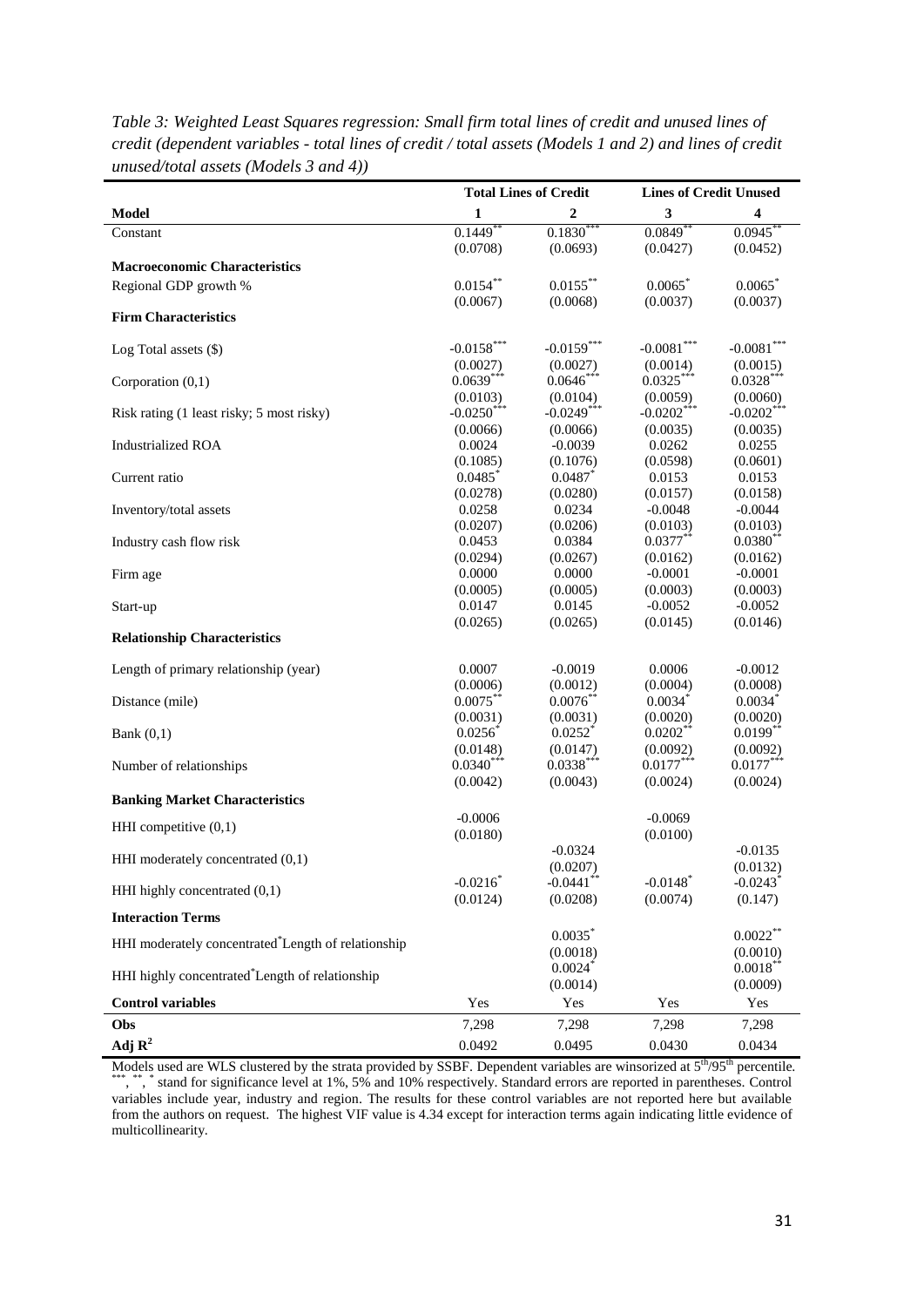*Table 3: Weighted Least Squares regression: Small firm total lines of credit and unused lines of credit (dependent variables - total lines of credit / total assets (Models 1 and 2) and lines of credit unused/total assets (Models 3 and 4))*

| | Total Lines of Credit | | Lines of Credit Unused | |
|---|---|---|---|---|
| **Model** | **1** | **2** | **3** | **4** |
| Constant | 0.1449** | 0.1830*** | 0.0849** | 0.0945** |
| | (0.0708) | (0.0693) | (0.0427) | (0.0452) |
| **Macroeconomic Characteristics** | | | | |
| Regional GDP growth % | 0.0154** | 0.0155** | 0.0065* | 0.0065* |
| | (0.0067) | (0.0068) | (0.0037) | (0.0037) |
| **Firm Characteristics** | | | | |
| Log Total assets ($) | -0.0158*** | -0.0159*** | -0.0081*** | -0.0081*** |
| | (0.0027) | (0.0027) | (0.0014) | (0.0015) |
| Corporation (0,1) | 0.0639*** | 0.0646*** | 0.0325*** | 0.0328*** |
| | (0.0103) | (0.0104) | (0.0059) | (0.0060) |
| Risk rating (1 least risky; 5 most risky) | -0.0250*** | -0.0249*** | -0.0202*** | -0.0202*** |
| | (0.0066) | (0.0066) | (0.0035) | (0.0035) |
| Industrialized ROA | 0.0024 | -0.0039 | 0.0262 | 0.0255 |
| | (0.1085) | (0.1076) | (0.0598) | (0.0601) |
| Current ratio | 0.0485* | 0.0487* | 0.0153 | 0.0153 |
| | (0.0278) | (0.0280) | (0.0157) | (0.0158) |
| Inventory/total assets | 0.0258 | 0.0234 | -0.0048 | -0.0044 |
| | (0.0207) | (0.0206) | (0.0103) | (0.0103) |
| Industry cash flow risk | 0.0453 | 0.0384 | 0.0377** | 0.0380** |
| | (0.0294) | (0.0267) | (0.0162) | (0.0162) |
| Firm age | 0.0000 | 0.0000 | -0.0001 | -0.0001 |
| | (0.0005) | (0.0005) | (0.0003) | (0.0003) |
| Start-up | 0.0147 | 0.0145 | -0.0052 | -0.0052 |
| | (0.0265) | (0.0265) | (0.0145) | (0.0146) |
| **Relationship Characteristics** | | | | |
| Length of primary relationship (year) | 0.0007 | -0.0019 | 0.0006 | -0.0012 |
| | (0.0006) | (0.0012) | (0.0004) | (0.0008) |
| Distance (mile) | 0.0075** | 0.0076** | 0.0034* | 0.0034* |
| | (0.0031) | (0.0031) | (0.0020) | (0.0020) |
| Bank (0,1) | 0.0256* | 0.0252* | 0.0202** | 0.0199** |
| | (0.0148) | (0.0147) | (0.0092) | (0.0092) |
| Number of relationships | 0.0340*** | 0.0338*** | 0.0177*** | 0.0177*** |
| | (0.0042) | (0.0043) | (0.0024) | (0.0024) |
| **Banking Market Characteristics** | | | | |
| HHI competitive (0,1) | -0.0006 | | -0.0069 | |
| | (0.0180) | | (0.0100) | |
| HHI moderately concentrated (0,1) | | -0.0324 | | -0.0135 |
| | | (0.0207) | | (0.0132) |
| HHI highly concentrated (0,1) | -0.0216* | -0.0441** | -0.0148* | -0.0243* |
| | (0.0124) | (0.0208) | (0.0074) | (0.147) |
| **Interaction Terms** | | | | |
| HHI moderately concentrated*Length of relationship | | 0.0035* | | 0.0022** |
| | | (0.0018) | | (0.0010) |
| HHI highly concentrated*Length of relationship | | 0.0024* | | 0.0018** |
| | | (0.0014) | | (0.0009) |
| **Control variables** | Yes | Yes | Yes | Yes |
| **Obs** | 7,298 | 7,298 | 7,298 | 7,298 |
| **Adj $R^2$** | 0.0492 | 0.0495 | 0.0430 | 0.0434 |

Models used are WLS clustered by the strata provided by SSBF. Dependent variables are winsorized at 5th/95th percentile. ***, **, * stand for significance level at 1%, 5% and 10% respectively. Standard errors are reported in parentheses. Control variables include year, industry and region. The results for these control variables are not reported here but available from the authors on request. The highest VIF value is 4.34 except for interaction terms again indicating little evidence of multicollinearity.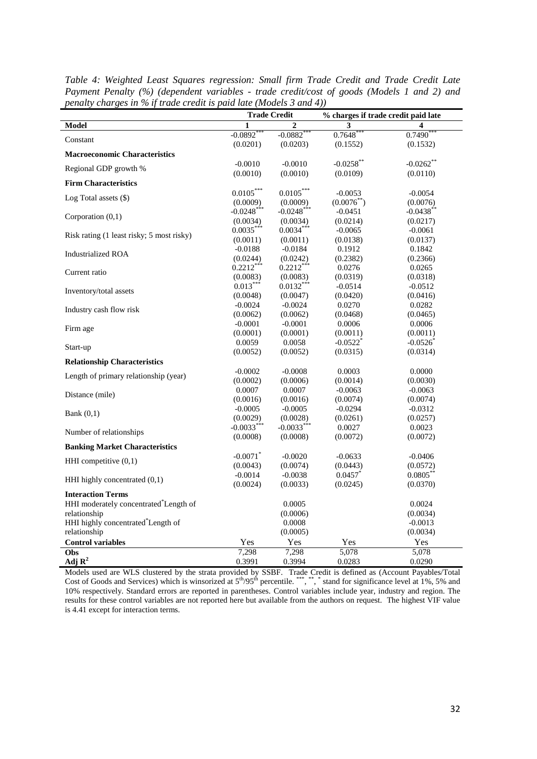*Table 4: Weighted Least Squares regression: Small firm Trade Credit and Trade Credit Late Payment Penalty (%) (dependent variables - trade credit/cost of goods (Models 1 and 2) and penalty charges in % if trade credit is paid late (Models 3 and 4))*

| | Trade Credit | | % charges if trade credit paid late | |
|---|---|---|---|---|
| **Model** | **1** | **2** | **3** | **4** |
| Constant | -0.0892*** | -0.0882*** | 0.7648*** | 0.7490*** |
| | (0.0201) | (0.0203) | (0.1552) | (0.1532) |
| **Macroeconomic Characteristics** | | | | |
| Regional GDP growth % | -0.0010 | -0.0010 | -0.0258** | -0.0262** |
| | (0.0010) | (0.0010) | (0.0109) | (0.0110) |
| **Firm Characteristics** | | | | |
| Log Total assets ($) | 0.0105*** | 0.0105*** | -0.0053 | -0.0054 |
| | (0.0009) | (0.0009) | (0.0076**) | (0.0076) |
| Corporation (0,1) | -0.0248*** | -0.0248*** | -0.0451 | -0.0438** |
| | (0.0034) | (0.0034) | (0.0214) | (0.0217) |
| Risk rating (1 least risky; 5 most risky) | 0.0035*** | 0.0034*** | -0.0065 | -0.0061 |
| | (0.0011) | (0.0011) | (0.0138) | (0.0137) |
| Industrialized ROA | -0.0188 | -0.0184 | 0.1912 | 0.1842 |
| | (0.0244) | (0.0242) | (0.2382) | (0.2366) |
| Current ratio | 0.2212*** | 0.2212*** | 0.0276 | 0.0265 |
| | (0.0083) | (0.0083) | (0.0319) | (0.0318) |
| Inventory/total assets | 0.013*** | 0.0132*** | -0.0514 | -0.0512 |
| | (0.0048) | (0.0047) | (0.0420) | (0.0416) |
| Industry cash flow risk | -0.0024 | -0.0024 | 0.0270 | 0.0282 |
| | (0.0062) | (0.0062) | (0.0468) | (0.0465) |
| Firm age | -0.0001 | -0.0001 | 0.0006 | 0.0006 |
| | (0.0001) | (0.0001) | (0.0011) | (0.0011) |
| Start-up | 0.0059 | 0.0058 | -0.0522* | -0.0526* |
| | (0.0052) | (0.0052) | (0.0315) | (0.0314) |
| **Relationship Characteristics** | | | | |
| Length of primary relationship (year) | -0.0002 | -0.0008 | 0.0003 | 0.0000 |
| | (0.0002) | (0.0006) | (0.0014) | (0.0030) |
| Distance (mile) | 0.0007 | 0.0007 | -0.0063 | -0.0063 |
| | (0.0016) | (0.0016) | (0.0074) | (0.0074) |
| Bank (0,1) | -0.0005 | -0.0005 | -0.0294 | -0.0312 |
| | (0.0029) | (0.0028) | (0.0261) | (0.0257) |
| Number of relationships | -0.0033*** | -0.0033*** | 0.0027 | 0.0023 |
| | (0.0008) | (0.0008) | (0.0072) | (0.0072) |
| **Banking Market Characteristics** | | | | |
| HHI competitive (0,1) | -0.0071* | -0.0020 | -0.0633 | -0.0406 |
| | (0.0043) | (0.0074) | (0.0443) | (0.0572) |
| HHI highly concentrated (0,1) | -0.0014 | -0.0038 | 0.0457* | 0.0805** |
| | (0.0024) | (0.0033) | (0.0245) | (0.0370) |
| **Interaction Terms** | | | | |
| HHI moderately concentrated*Length of relationship | | 0.0005 | | 0.0024 |
| | | (0.0006) | | (0.0034) |
| HHI highly concentrated*Length of relationship | | 0.0008 | | -0.0013 |
| | | (0.0005) | | (0.0034) |
| **Control variables** | Yes | Yes | Yes | Yes |
| **Obs** | 7,298 | 7,298 | 5,078 | 5,078 |
| **Adj $R^2$** | 0.3991 | 0.3994 | 0.0283 | 0.0290 |

Models used are WLS clustered by the strata provided by SSBF. Trade Credit is defined as (Account Payables/Total Cost of Goods and Services) which is winsorized at 5th/95th percentile. \*\*\*, \*\*, \* stand for significance level at 1%, 5% and 10% respectively. Standard errors are reported in parentheses. Control variables include year, industry and region. The results for these control variables are not reported here but available from the authors on request. The highest VIF value is 4.41 except for interaction terms.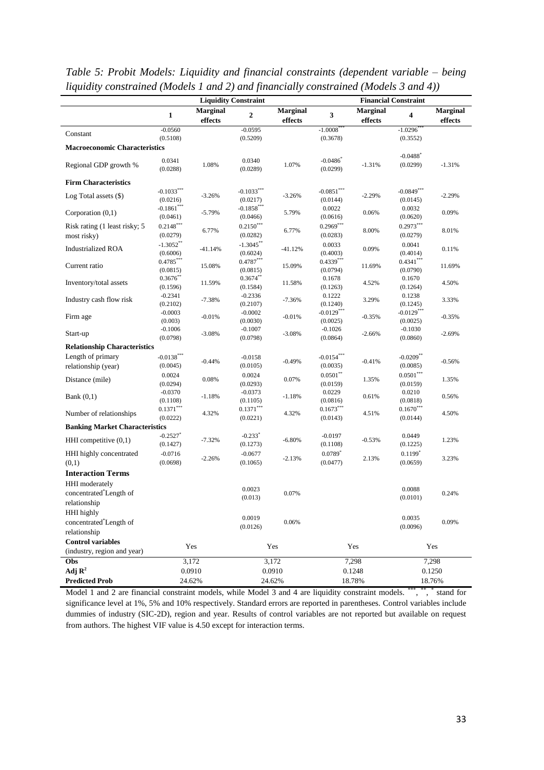*Table 5: Probit Models: Liquidity and financial constraints (dependent variable – being liquidity constrained (Models 1 and 2) and financially constrained (Models 3 and 4))*

| | Liquidity Constraint | | | | Financial Constraint | | | |
|---|---|---|---|---|---|---|---|---|
| | 1 | Marginal effects | 2 | Marginal effects | 3 | Marginal effects | 4 | Marginal effects |
| Constant | -0.0560 (0.5108) | | -0.0595 (0.5209) | | -1.0008*** (0.3678) | | -1.0296*** (0.3552) | |
| **Macroeconomic Characteristics** | | | | | | | | |
| Regional GDP growth % | 0.0341 (0.0288) | 1.08% | 0.0340 (0.0289) | 1.07% | -0.0486* (0.0299) | -1.31% | -0.0488* (0.0299) | -1.31% |
| **Firm Characteristics** | | | | | | | | |
| Log Total assets ($) | -0.1033*** (0.0216) | -3.26% | -0.1033*** (0.0217) | -3.26% | -0.0851*** (0.0144) | -2.29% | -0.0849*** (0.0145) | -2.29% |
| Corporation (0,1) | -0.1861*** (0.0461) | -5.79% | -0.1858*** (0.0466) | 5.79% | 0.0022 (0.0616) | 0.06% | 0.0032 (0.0620) | 0.09% |
| Risk rating (1 least risky; 5 most risky) | 0.2148*** (0.0279) | 6.77% | 0.2150*** (0.0282) | 6.77% | 0.2969*** (0.0283) | 8.00% | 0.2973*** (0.0279) | 8.01% |
| Industrialized ROA | -1.3052** (0.6006) | -41.14% | -1.3045** (0.6024) | -41.12% | 0.0033 (0.4003) | 0.09% | 0.0041 (0.4014) | 0.11% |
| Current ratio | 0.4785*** (0.0815) | 15.08% | 0.4787*** (0.0815) | 15.09% | 0.4339*** (0.0794) | 11.69% | 0.4341*** (0.0790) | 11.69% |
| Inventory/total assets | 0.3676** (0.1596) | 11.59% | 0.3674** (0.1584) | 11.58% | 0.1678 (0.1263) | 4.52% | 0.1670 (0.1264) | 4.50% |
| Industry cash flow risk | -0.2341 (0.2102) | -7.38% | -0.2336 (0.2107) | -7.36% | 0.1222 (0.1240) | 3.29% | 0.1238 (0.1245) | 3.33% |
| Firm age | -0.0003 (0.003) | -0.01% | -0.0002 (0.0030) | -0.01% | -0.0129*** (0.0025) | -0.35% | -0.0129*** (0.0025) | -0.35% |
| Start-up | -0.1006 (0.0798) | -3.08% | -0.1007 (0.0798) | -3.08% | -0.1026 (0.0864) | -2.66% | -0.1030 (0.0860) | -2.69% |
| **Relationship Characteristics** | | | | | | | | |
| Length of primary relationship (year) | -0.0138*** (0.0045) | -0.44% | -0.0158 (0.0105) | -0.49% | -0.0154*** (0.0035) | -0.41% | -0.0209** (0.0085) | -0.56% |
| Distance (mile) | 0.0024 (0.0294) | 0.08% | 0.0024 (0.0293) | 0.07% | 0.0501** (0.0159) | 1.35% | 0.0501*** (0.0159) | 1.35% |
| Bank (0,1) | -0.0370 (0.1108) | -1.18% | -0.0373 (0.1105) | -1.18% | 0.0229 (0.0816) | 0.61% | 0.0210 (0.0818) | 0.56% |
| Number of relationships | 0.1371*** (0.0222) | 4.32% | 0.1371*** (0.0221) | 4.32% | 0.1673*** (0.0143) | 4.51% | 0.1670*** (0.0144) | 4.50% |
| **Banking Market Characteristics** | | | | | | | | |
| HHI competitive (0,1) | -0.2527* (0.1427) | -7.32% | -0.233* (0.1273) | -6.80% | -0.0197 (0.1108) | -0.53% | 0.0449 (0.1225) | 1.23% |
| HHI highly concentrated (0,1) | -0.0716 (0.0698) | -2.26% | -0.0677 (0.1065) | -2.13% | 0.0789* (0.0477) | 2.13% | 0.1199* (0.0659) | 3.23% |
| **Interaction Terms** | | | | | | | | |
| HHI moderately concentrated*Length of relationship | | | 0.0023 (0.013) | 0.07% | | | 0.0088 (0.0101) | 0.24% |
| HHI highly concentrated*Length of relationship | | | 0.0019 (0.0126) | 0.06% | | | 0.0035 (0.0096) | 0.09% |
| **Control variables** (industry, region and year) | Yes | | Yes | | Yes | | Yes | |
| **Obs** | 3,172 | | 3,172 | | 7,298 | | 7,298 | |
| **Adj $R^2$** | 0.0910 | | 0.0910 | | 0.1248 | | 0.1250 | |
| **Predicted Prob** | 24.62% | | 24.62% | | 18.78% | | 18.76% | |

Model 1 and 2 are financial constraint models, while Model 3 and 4 are liquidity constraint models. ***, **, * stand for significance level at 1%, 5% and 10% respectively. Standard errors are reported in parentheses. Control variables include dummies of industry (SIC-2D), region and year. Results of control variables are not reported but available on request from authors. The highest VIF value is 4.50 except for interaction terms.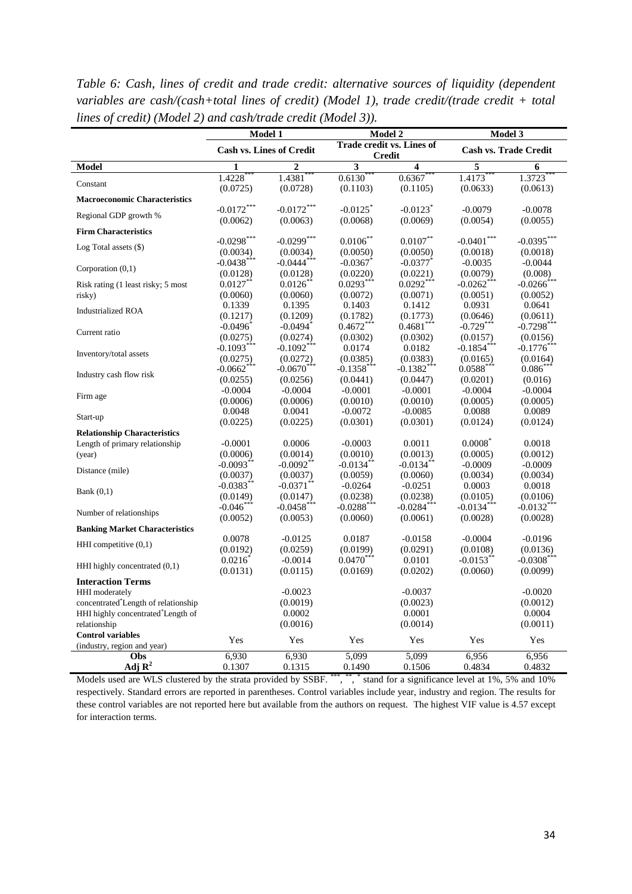*Table 6: Cash, lines of credit and trade credit: alternative sources of liquidity (dependent variables are cash/(cash+total lines of credit) (Model 1), trade credit/(trade credit + total lines of credit) (Model 2) and cash/trade credit (Model 3)).*

| | Model 1 | | Model 2 | | Model 3 | |
|---|---|---|---|---|---|---|
| | Cash vs. Lines of Credit | | Trade credit vs. Lines of Credit | | Cash vs. Trade Credit | |
| **Model** | **1** | **2** | **3** | **4** | **5** | **6** |
| Constant | 1.4228*** | 1.4381*** | 0.6130*** | 0.6367*** | 1.4173*** | 1.3723*** |
| | (0.0725) | (0.0728) | (0.1103) | (0.1105) | (0.0633) | (0.0613) |
| **Macroeconomic Characteristics** | | | | | | |
| Regional GDP growth % | -0.0172*** | -0.0172*** | -0.0125* | -0.0123* | -0.0079 | -0.0078 |
| | (0.0062) | (0.0063) | (0.0068) | (0.0069) | (0.0054) | (0.0055) |
| **Firm Characteristics** | | | | | | |
| Log Total assets ($) | -0.0298*** | -0.0299*** | 0.0106** | 0.0107** | -0.0401*** | -0.0395*** |
| | (0.0034) | (0.0034) | (0.0050) | (0.0050) | (0.0018) | (0.0018) |
| Corporation (0,1) | -0.0438*** | -0.0444*** | -0.0367* | -0.0377* | -0.0035 | -0.0044 |
| | (0.0128) | (0.0128) | (0.0220) | (0.0221) | (0.0079) | (0.008) |
| Risk rating (1 least risky; 5 most risky) | 0.0127** | 0.0126** | 0.0293*** | 0.0292*** | -0.0262*** | -0.0266*** |
| | (0.0060) | (0.0060) | (0.0072) | (0.0071) | (0.0051) | (0.0052) |
| Industrialized ROA | 0.1339 | 0.1395 | 0.1403 | 0.1412 | 0.0931 | 0.0641 |
| | (0.1217) | (0.1209) | (0.1782) | (0.1773) | (0.0646) | (0.0611) |
| Current ratio | -0.0496* | -0.0494* | 0.4672*** | 0.4681*** | -0.729*** | -0.7298*** |
| | (0.0275) | (0.0274) | (0.0302) | (0.0302) | (0.0157) | (0.0156) |
| Inventory/total assets | -0.1093*** | -0.1092*** | 0.0174 | 0.0182 | -0.1854*** | -0.1776*** |
| | (0.0275) | (0.0272) | (0.0385) | (0.0383) | (0.0165) | (0.0164) |
| Industry cash flow risk | -0.0662*** | -0.0670*** | -0.1358*** | -0.1382*** | 0.0588*** | 0.086*** |
| | (0.0255) | (0.0256) | (0.0441) | (0.0447) | (0.0201) | (0.016) |
| Firm age | -0.0004 | -0.0004 | -0.0001 | -0.0001 | -0.0004 | -0.0004 |
| | (0.0006) | (0.0006) | (0.0010) | (0.0010) | (0.0005) | (0.0005) |
| Start-up | 0.0048 | 0.0041 | -0.0072 | -0.0085 | 0.0088 | 0.0089 |
| | (0.0225) | (0.0225) | (0.0301) | (0.0301) | (0.0124) | (0.0124) |
| **Relationship Characteristics** | | | | | | |
| Length of primary relationship (year) | -0.0001 | 0.0006 | -0.0003 | 0.0011 | 0.0008* | 0.0018 |
| | (0.0006) | (0.0014) | (0.0010) | (0.0013) | (0.0005) | (0.0012) |
| Distance (mile) | -0.0093** | -0.0092** | -0.0134** | -0.0134** | -0.0009 | -0.0009 |
| | (0.0037) | (0.0037) | (0.0059) | (0.0060) | (0.0034) | (0.0034) |
| Bank (0,1) | -0.0383** | -0.0371** | -0.0264 | -0.0251 | 0.0003 | 0.0018 |
| | (0.0149) | (0.0147) | (0.0238) | (0.0238) | (0.0105) | (0.0106) |
| Number of relationships | -0.046*** | -0.0458*** | -0.0288*** | -0.0284*** | -0.0134*** | -0.0132*** |
| | (0.0052) | (0.0053) | (0.0060) | (0.0061) | (0.0028) | (0.0028) |
| **Banking Market Characteristics** | | | | | | |
| HHI competitive (0,1) | 0.0078 | -0.0125 | 0.0187 | -0.0158 | -0.0004 | -0.0196 |
| | (0.0192) | (0.0259) | (0.0199) | (0.0291) | (0.0108) | (0.0136) |
| HHI highly concentrated (0,1) | 0.0216* | -0.0014 | 0.0470*** | 0.0101 | -0.0153** | -0.0308*** |
| | (0.0131) | (0.0115) | (0.0169) | (0.0202) | (0.0060) | (0.0099) |
| **Interaction Terms** | | | | | | |
| HHI moderately concentrated*Length of relationship | | -0.0023 | | -0.0037 | | -0.0020 |
| | | (0.0019) | | (0.0023) | | (0.0012) |
| HHI highly concentrated*Length of relationship | | 0.0002 | | 0.0001 | | 0.0004 |
| | | (0.0016) | | (0.0014) | | (0.0011) |
| **Control variables** (industry, region and year) | Yes | Yes | Yes | Yes | Yes | Yes |
| **Obs** | 6,930 | 6,930 | 5,099 | 5,099 | 6,956 | 6,956 |
| **Adj $R^2$** | 0.1307 | 0.1315 | 0.1490 | 0.1506 | 0.4834 | 0.4832 |

Models used are WLS clustered by the strata provided by SSBF. ***, **, * stand for a significance level at 1%, 5% and 10% respectively. Standard errors are reported in parentheses. Control variables include year, industry and region. The results for these control variables are not reported here but available from the authors on request. The highest VIF value is 4.57 except for interaction terms.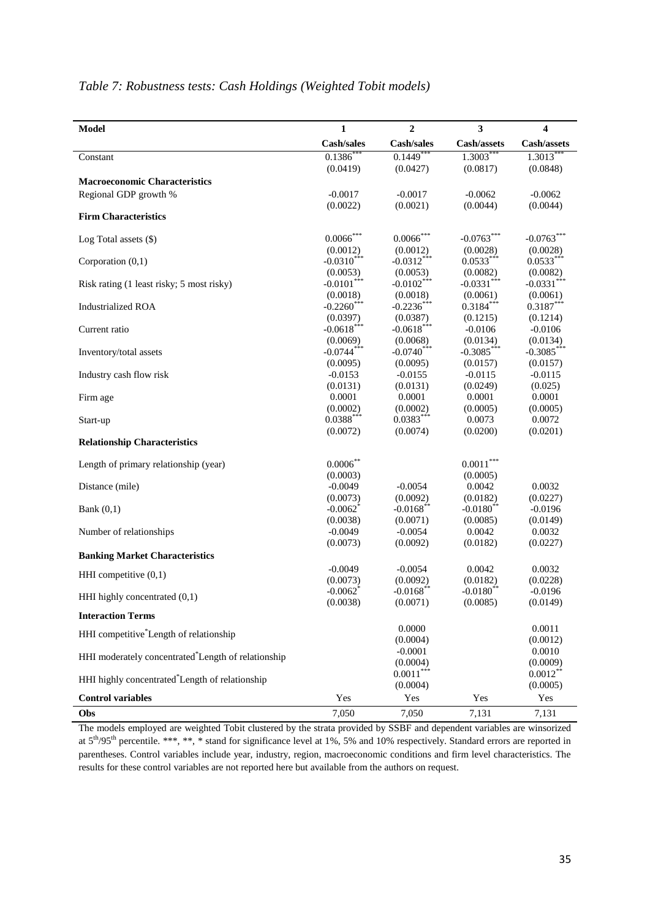*Table 7: Robustness tests: Cash Holdings (Weighted Tobit models)*

| Model | 1 | 2 | 3 | 4 |
|---|---|---|---|---|
| | **Cash/sales** | **Cash/sales** | **Cash/assets** | **Cash/assets** |
| Constant | 0.1386*** | 0.1449*** | 1.3003*** | 1.3013*** |
| | (0.0419) | (0.0427) | (0.0817) | (0.0848) |
| **Macroeconomic Characteristics** | | | | |
| Regional GDP growth % | -0.0017 | -0.0017 | -0.0062 | -0.0062 |
| | (0.0022) | (0.0021) | (0.0044) | (0.0044) |
| **Firm Characteristics** | | | | |
| Log Total assets ($) | 0.0066*** | 0.0066*** | -0.0763*** | -0.0763*** |
| | (0.0012) | (0.0012) | (0.0028) | (0.0028) |
| Corporation (0,1) | -0.0310*** | -0.0312*** | 0.0533*** | 0.0533*** |
| | (0.0053) | (0.0053) | (0.0082) | (0.0082) |
| Risk rating (1 least risky; 5 most risky) | -0.0101*** | -0.0102*** | -0.0331*** | -0.0331*** |
| | (0.0018) | (0.0018) | (0.0061) | (0.0061) |
| Industrialized ROA | -0.2260*** | -0.2236*** | 0.3184*** | 0.3187*** |
| | (0.0397) | (0.0387) | (0.1215) | (0.1214) |
| Current ratio | -0.0618*** | -0.0618*** | -0.0106 | -0.0106 |
| | (0.0069) | (0.0068) | (0.0134) | (0.0134) |
| Inventory/total assets | -0.0744*** | -0.0740*** | -0.3085*** | -0.3085*** |
| | (0.0095) | (0.0095) | (0.0157) | (0.0157) |
| Industry cash flow risk | -0.0153 | -0.0155 | -0.0115 | -0.0115 |
| | (0.0131) | (0.0131) | (0.0249) | (0.025) |
| Firm age | 0.0001 | 0.0001 | 0.0001 | 0.0001 |
| | (0.0002) | (0.0002) | (0.0005) | (0.0005) |
| Start-up | 0.0388*** | 0.0383*** | 0.0073 | 0.0072 |
| | (0.0072) | (0.0074) | (0.0200) | (0.0201) |
| **Relationship Characteristics** | | | | |
| Length of primary relationship (year) | 0.0006** | | 0.0011*** | |
| | (0.0003) | | (0.0005) | |
| Distance (mile) | -0.0049 | -0.0054 | 0.0042 | 0.0032 |
| | (0.0073) | (0.0092) | (0.0182) | (0.0227) |
| Bank (0,1) | -0.0062* | -0.0168** | -0.0180** | -0.0196 |
| | (0.0038) | (0.0071) | (0.0085) | (0.0149) |
| Number of relationships | -0.0049 | -0.0054 | 0.0042 | 0.0032 |
| | (0.0073) | (0.0092) | (0.0182) | (0.0227) |
| **Banking Market Characteristics** | | | | |
| HHI competitive (0,1) | -0.0049 | -0.0054 | 0.0042 | 0.0032 |
| | (0.0073) | (0.0092) | (0.0182) | (0.0228) |
| HHI highly concentrated (0,1) | -0.0062* | -0.0168** | -0.0180** | -0.0196 |
| | (0.0038) | (0.0071) | (0.0085) | (0.0149) |
| **Interaction Terms** | | | | |
| HHI competitive*Length of relationship | | 0.0000 | | 0.0011 |
| | | (0.0004) | | (0.0012) |
| HHI moderately concentrated*Length of relationship | | -0.0001 | | 0.0010 |
| | | (0.0004) | | (0.0009) |
| HHI highly concentrated*Length of relationship | | 0.0011*** | | 0.0012** |
| | | (0.0004) | | (0.0005) |
| **Control variables** | Yes | Yes | Yes | Yes |
| **Obs** | 7,050 | 7,050 | 7,131 | 7,131 |

The models employed are weighted Tobit clustered by the strata provided by SSBF and dependent variables are winsorized at 5th/95th percentile. ***, **, * stand for significance level at 1%, 5% and 10% respectively. Standard errors are reported in parentheses. Control variables include year, industry, region, macroeconomic conditions and firm level characteristics. The results for these control variables are not reported here but available from the authors on request.